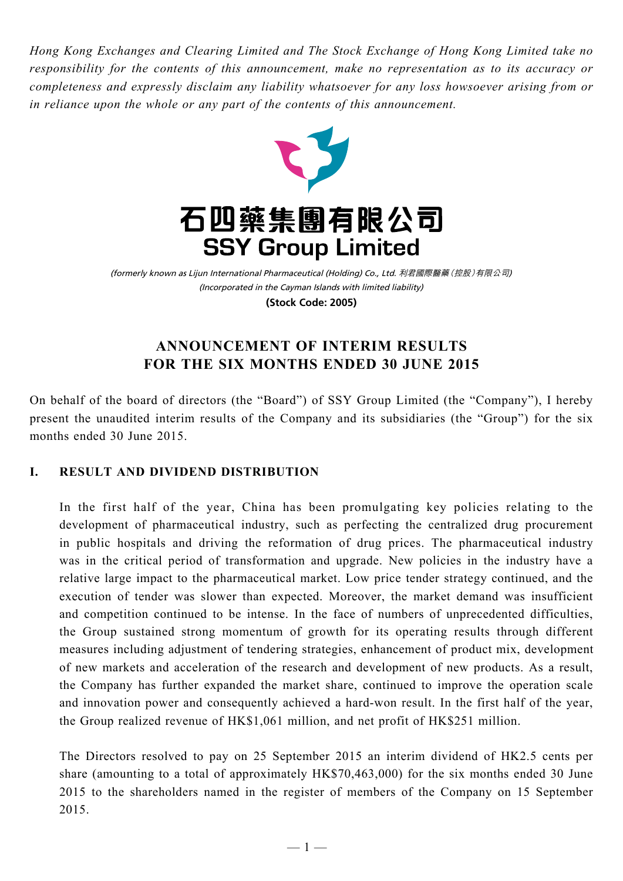*Hong Kong Exchanges and Clearing Limited and The Stock Exchange of Hong Kong Limited take no responsibility for the contents of this announcement, make no representation as to its accuracy or completeness and expressly disclaim any liability whatsoever for any loss howsoever arising from or in reliance upon the whole or any part of the contents of this announcement.*

# 石四藥集團有限公司
# SSY Group Limited

*(formerly known as Lijun International Pharmaceutical (Holding) Co., Ltd. 利君國際醫藥(控股)有限公司)*
*(Incorporated in the Cayman Islands with limited liability)*
**(Stock Code: 2005)**

## ANNOUNCEMENT OF INTERIM RESULTS FOR THE SIX MONTHS ENDED 30 JUNE 2015

On behalf of the board of directors (the "Board") of SSY Group Limited (the "Company"), I hereby present the unaudited interim results of the Company and its subsidiaries (the "Group") for the six months ended 30 June 2015.

### I. RESULT AND DIVIDEND DISTRIBUTION

In the first half of the year, China has been promulgating key policies relating to the development of pharmaceutical industry, such as perfecting the centralized drug procurement in public hospitals and driving the reformation of drug prices. The pharmaceutical industry was in the critical period of transformation and upgrade. New policies in the industry have a relative large impact to the pharmaceutical market. Low price tender strategy continued, and the execution of tender was slower than expected. Moreover, the market demand was insufficient and competition continued to be intense. In the face of numbers of unprecedented difficulties, the Group sustained strong momentum of growth for its operating results through different measures including adjustment of tendering strategies, enhancement of product mix, development of new markets and acceleration of the research and development of new products. As a result, the Company has further expanded the market share, continued to improve the operation scale and innovation power and consequently achieved a hard-won result. In the first half of the year, the Group realized revenue of HK$1,061 million, and net profit of HK$251 million.

The Directors resolved to pay on 25 September 2015 an interim dividend of HK2.5 cents per share (amounting to a total of approximately HK$70,463,000) for the six months ended 30 June 2015 to the shareholders named in the register of members of the Company on 15 September 2015.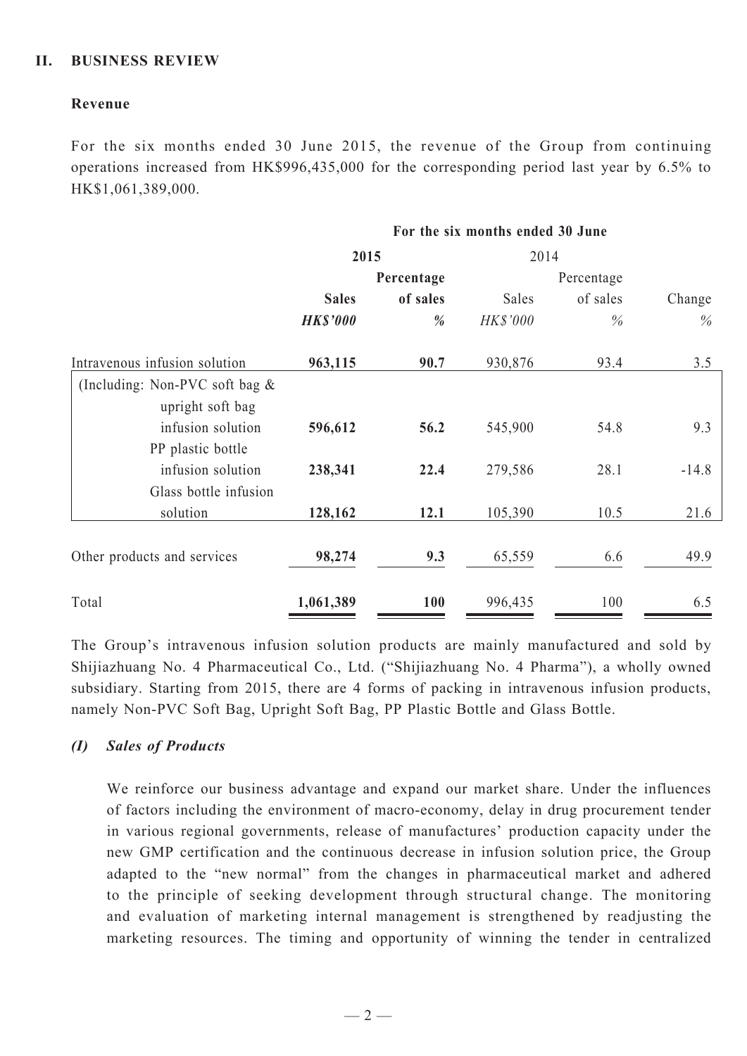## II. BUSINESS REVIEW

### Revenue

For the six months ended 30 June 2015, the revenue of the Group from continuing operations increased from HK$996,435,000 for the corresponding period last year by 6.5% to HK$1,061,389,000.

| | For the six months ended 30 June | | | | |
|---|---|---|---|---|---|
| | **2015** | | 2014 | | |
| | **Sales** | **Percentage of sales** | Sales | Percentage of sales | Change |
| | ***HK$'000*** | ***%*** | *HK$'000* | *%* | *%* |
| Intravenous infusion solution | **963,115** | **90.7** | 930,876 | 93.4 | 3.5 |
| (Including: Non-PVC soft bag & upright soft bag infusion solution | **596,612** | **56.2** | 545,900 | 54.8 | 9.3 |
| PP plastic bottle infusion solution | **238,341** | **22.4** | 279,586 | 28.1 | -14.8 |
| Glass bottle infusion solution | **128,162** | **12.1** | 105,390 | 10.5 | 21.6 |
| Other products and services | **98,274** | **9.3** | 65,559 | 6.6 | 49.9 |
| Total | **1,061,389** | **100** | 996,435 | 100 | 6.5 |

The Group's intravenous infusion solution products are mainly manufactured and sold by Shijiazhuang No. 4 Pharmaceutical Co., Ltd. ("Shijiazhuang No. 4 Pharma"), a wholly owned subsidiary. Starting from 2015, there are 4 forms of packing in intravenous infusion products, namely Non-PVC Soft Bag, Upright Soft Bag, PP Plastic Bottle and Glass Bottle.

### *(I) Sales of Products*

We reinforce our business advantage and expand our market share. Under the influences of factors including the environment of macro-economy, delay in drug procurement tender in various regional governments, release of manufactures' production capacity under the new GMP certification and the continuous decrease in infusion solution price, the Group adapted to the "new normal" from the changes in pharmaceutical market and adhered to the principle of seeking development through structural change. The monitoring and evaluation of marketing internal management is strengthened by readjusting the marketing resources. The timing and opportunity of winning the tender in centralized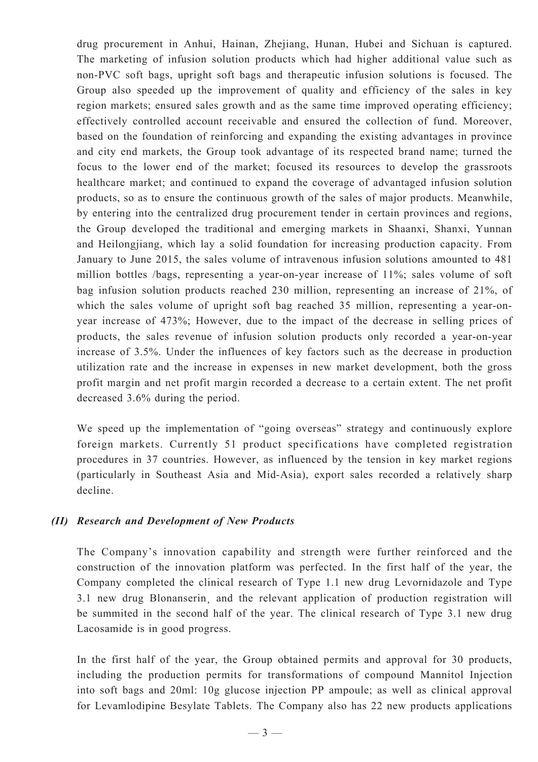drug procurement in Anhui, Hainan, Zhejiang, Hunan, Hubei and Sichuan is captured. The marketing of infusion solution products which had higher additional value such as non-PVC soft bags, upright soft bags and therapeutic infusion solutions is focused. The Group also speeded up the improvement of quality and efficiency of the sales in key region markets; ensured sales growth and as the same time improved operating efficiency; effectively controlled account receivable and ensured the collection of fund. Moreover, based on the foundation of reinforcing and expanding the existing advantages in province and city end markets, the Group took advantage of its respected brand name; turned the focus to the lower end of the market; focused its resources to develop the grassroots healthcare market; and continued to expand the coverage of advantaged infusion solution products, so as to ensure the continuous growth of the sales of major products. Meanwhile, by entering into the centralized drug procurement tender in certain provinces and regions, the Group developed the traditional and emerging markets in Shaanxi, Shanxi, Yunnan and Heilongjiang, which lay a solid foundation for increasing production capacity. From January to June 2015, the sales volume of intravenous infusion solutions amounted to 481 million bottles /bags, representing a year-on-year increase of 11%; sales volume of soft bag infusion solution products reached 230 million, representing an increase of 21%, of which the sales volume of upright soft bag reached 35 million, representing a year-on-year increase of 473%; However, due to the impact of the decrease in selling prices of products, the sales revenue of infusion solution products only recorded a year-on-year increase of 3.5%. Under the influences of key factors such as the decrease in production utilization rate and the increase in expenses in new market development, both the gross profit margin and net profit margin recorded a decrease to a certain extent. The net profit decreased 3.6% during the period.

We speed up the implementation of "going overseas" strategy and continuously explore foreign markets. Currently 51 product specifications have completed registration procedures in 37 countries. However, as influenced by the tension in key market regions (particularly in Southeast Asia and Mid-Asia), export sales recorded a relatively sharp decline.

### *(II) Research and Development of New Products*

The Company's innovation capability and strength were further reinforced and the construction of the innovation platform was perfected. In the first half of the year, the Company completed the clinical research of Type 1.1 new drug Levornidazole and Type 3.1 new drug Blonanserin¸ and the relevant application of production registration will be summited in the second half of the year. The clinical research of Type 3.1 new drug Lacosamide is in good progress.

In the first half of the year, the Group obtained permits and approval for 30 products, including the production permits for transformations of compound Mannitol Injection into soft bags and 20ml: 10g glucose injection PP ampoule; as well as clinical approval for Levamlodipine Besylate Tablets. The Company also has 22 new products applications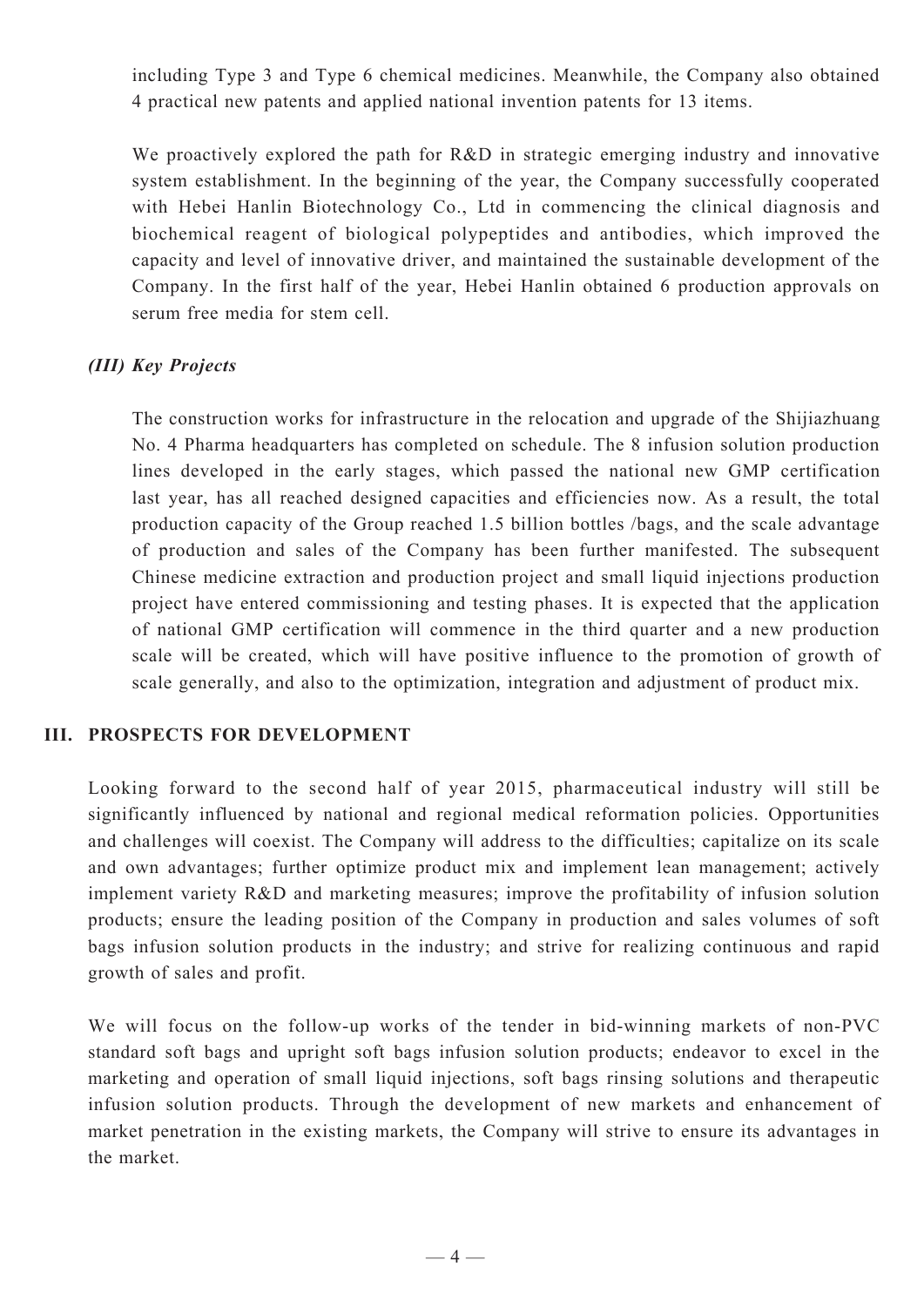including Type 3 and Type 6 chemical medicines. Meanwhile, the Company also obtained 4 practical new patents and applied national invention patents for 13 items.

We proactively explored the path for R&D in strategic emerging industry and innovative system establishment. In the beginning of the year, the Company successfully cooperated with Hebei Hanlin Biotechnology Co., Ltd in commencing the clinical diagnosis and biochemical reagent of biological polypeptides and antibodies, which improved the capacity and level of innovative driver, and maintained the sustainable development of the Company. In the first half of the year, Hebei Hanlin obtained 6 production approvals on serum free media for stem cell.

### *(III) Key Projects*

The construction works for infrastructure in the relocation and upgrade of the Shijiazhuang No. 4 Pharma headquarters has completed on schedule. The 8 infusion solution production lines developed in the early stages, which passed the national new GMP certification last year, has all reached designed capacities and efficiencies now. As a result, the total production capacity of the Group reached 1.5 billion bottles /bags, and the scale advantage of production and sales of the Company has been further manifested. The subsequent Chinese medicine extraction and production project and small liquid injections production project have entered commissioning and testing phases. It is expected that the application of national GMP certification will commence in the third quarter and a new production scale will be created, which will have positive influence to the promotion of growth of scale generally, and also to the optimization, integration and adjustment of product mix.

## III. PROSPECTS FOR DEVELOPMENT

Looking forward to the second half of year 2015, pharmaceutical industry will still be significantly influenced by national and regional medical reformation policies. Opportunities and challenges will coexist. The Company will address to the difficulties; capitalize on its scale and own advantages; further optimize product mix and implement lean management; actively implement variety R&D and marketing measures; improve the profitability of infusion solution products; ensure the leading position of the Company in production and sales volumes of soft bags infusion solution products in the industry; and strive for realizing continuous and rapid growth of sales and profit.

We will focus on the follow-up works of the tender in bid-winning markets of non-PVC standard soft bags and upright soft bags infusion solution products; endeavor to excel in the marketing and operation of small liquid injections, soft bags rinsing solutions and therapeutic infusion solution products. Through the development of new markets and enhancement of market penetration in the existing markets, the Company will strive to ensure its advantages in the market.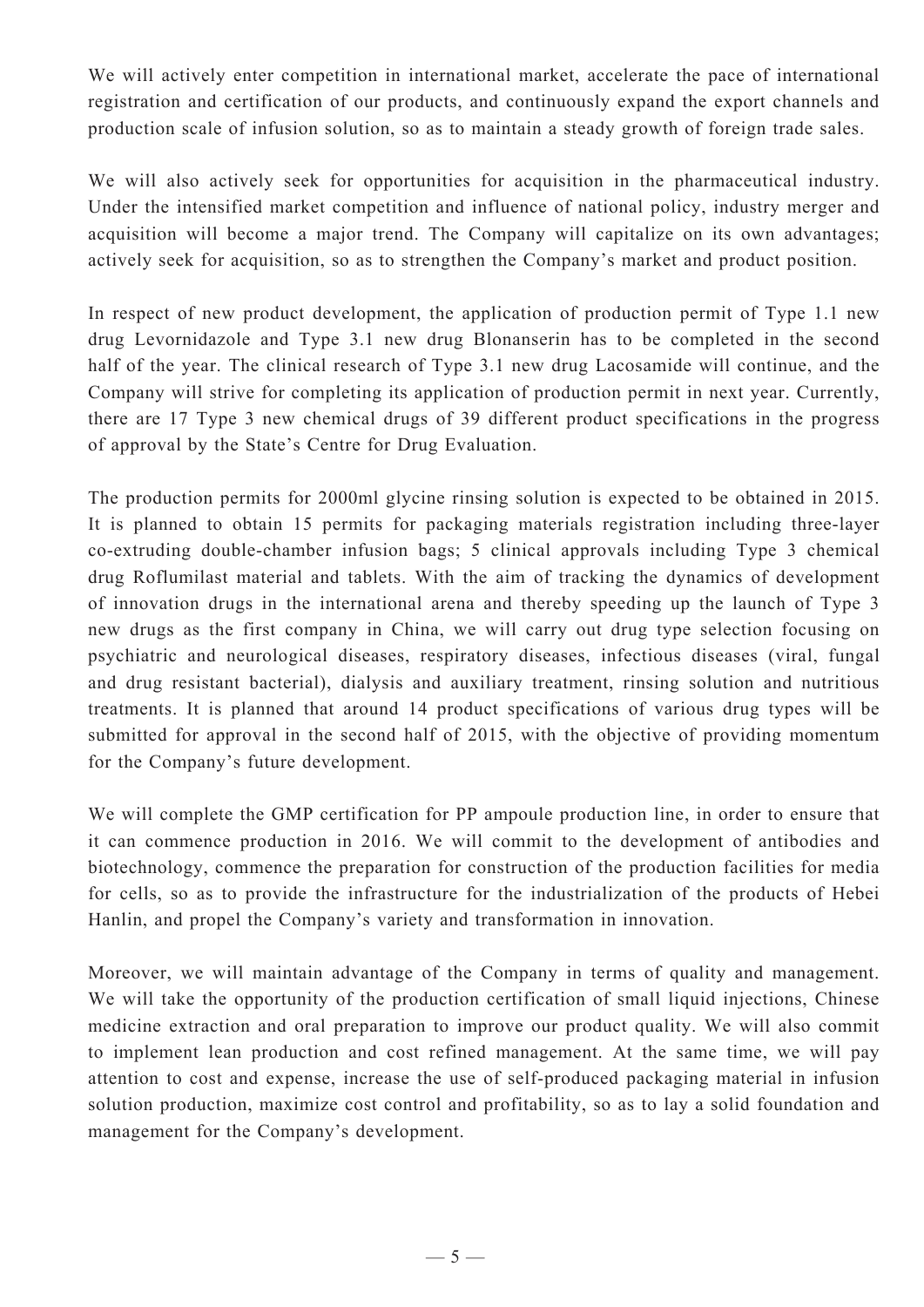We will actively enter competition in international market, accelerate the pace of international registration and certification of our products, and continuously expand the export channels and production scale of infusion solution, so as to maintain a steady growth of foreign trade sales.

We will also actively seek for opportunities for acquisition in the pharmaceutical industry. Under the intensified market competition and influence of national policy, industry merger and acquisition will become a major trend. The Company will capitalize on its own advantages; actively seek for acquisition, so as to strengthen the Company's market and product position.

In respect of new product development, the application of production permit of Type 1.1 new drug Levornidazole and Type 3.1 new drug Blonanserin has to be completed in the second half of the year. The clinical research of Type 3.1 new drug Lacosamide will continue, and the Company will strive for completing its application of production permit in next year. Currently, there are 17 Type 3 new chemical drugs of 39 different product specifications in the progress of approval by the State's Centre for Drug Evaluation.

The production permits for 2000ml glycine rinsing solution is expected to be obtained in 2015. It is planned to obtain 15 permits for packaging materials registration including three-layer co-extruding double-chamber infusion bags; 5 clinical approvals including Type 3 chemical drug Roflumilast material and tablets. With the aim of tracking the dynamics of development of innovation drugs in the international arena and thereby speeding up the launch of Type 3 new drugs as the first company in China, we will carry out drug type selection focusing on psychiatric and neurological diseases, respiratory diseases, infectious diseases (viral, fungal and drug resistant bacterial), dialysis and auxiliary treatment, rinsing solution and nutritious treatments. It is planned that around 14 product specifications of various drug types will be submitted for approval in the second half of 2015, with the objective of providing momentum for the Company's future development.

We will complete the GMP certification for PP ampoule production line, in order to ensure that it can commence production in 2016. We will commit to the development of antibodies and biotechnology, commence the preparation for construction of the production facilities for media for cells, so as to provide the infrastructure for the industrialization of the products of Hebei Hanlin, and propel the Company's variety and transformation in innovation.

Moreover, we will maintain advantage of the Company in terms of quality and management. We will take the opportunity of the production certification of small liquid injections, Chinese medicine extraction and oral preparation to improve our product quality. We will also commit to implement lean production and cost refined management. At the same time, we will pay attention to cost and expense, increase the use of self-produced packaging material in infusion solution production, maximize cost control and profitability, so as to lay a solid foundation and management for the Company's development.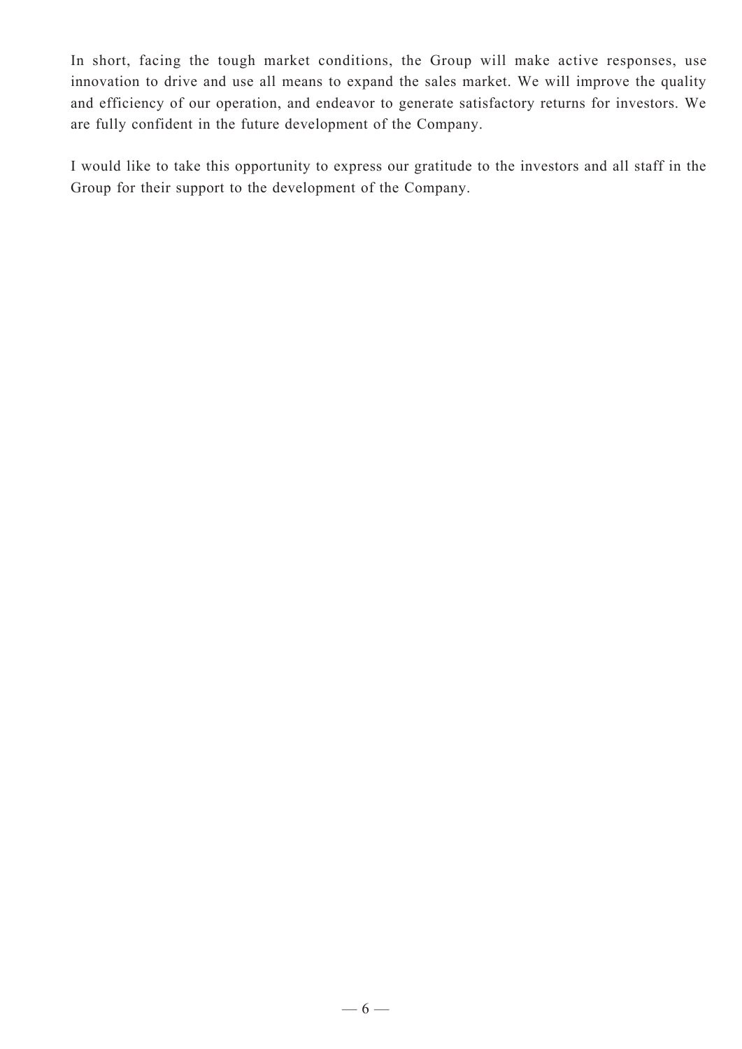In short, facing the tough market conditions, the Group will make active responses, use innovation to drive and use all means to expand the sales market. We will improve the quality and efficiency of our operation, and endeavor to generate satisfactory returns for investors. We are fully confident in the future development of the Company.

I would like to take this opportunity to express our gratitude to the investors and all staff in the Group for their support to the development of the Company.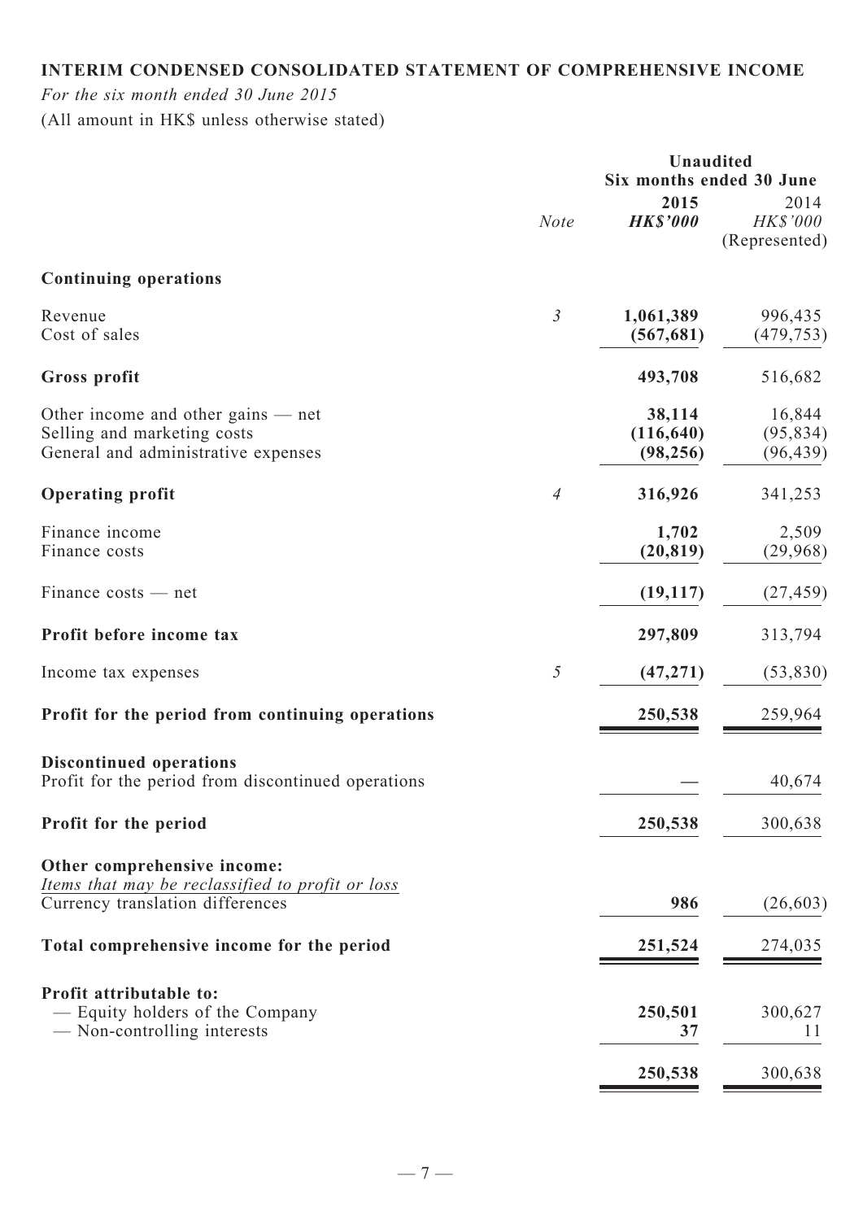## INTERIM CONDENSED CONSOLIDATED STATEMENT OF COMPREHENSIVE INCOME

*For the six month ended 30 June 2015*

(All amount in HK$ unless otherwise stated)

| | *Note* | **Unaudited Six months ended 30 June 2015 *HK$'000*** | 2014 *HK$'000* (Represented) |
|---|---|---|---|
| **Continuing operations** | | | |
| Revenue | *3* | **1,061,389** | 996,435 |
| Cost of sales | | **(567,681)** | (479,753) |
| **Gross profit** | | **493,708** | 516,682 |
| Other income and other gains — net | | **38,114** | 16,844 |
| Selling and marketing costs | | **(116,640)** | (95,834) |
| General and administrative expenses | | **(98,256)** | (96,439) |
| **Operating profit** | *4* | **316,926** | 341,253 |
| Finance income | | **1,702** | 2,509 |
| Finance costs | | **(20,819)** | (29,968) |
| Finance costs — net | | **(19,117)** | (27,459) |
| **Profit before income tax** | | **297,809** | 313,794 |
| Income tax expenses | *5* | **(47,271)** | (53,830) |
| **Profit for the period from continuing operations** | | **250,538** | 259,964 |
| **Discontinued operations** | | | |
| Profit for the period from discontinued operations | | **—** | 40,674 |
| **Profit for the period** | | **250,538** | 300,638 |
| **Other comprehensive income:** | | | |
| *Items that may be reclassified to profit or loss* | | | |
| Currency translation differences | | **986** | (26,603) |
| **Total comprehensive income for the period** | | **251,524** | 274,035 |
| **Profit attributable to:** | | | |
| — Equity holders of the Company | | **250,501** | 300,627 |
| — Non-controlling interests | | **37** | 11 |
| | | **250,538** | 300,638 |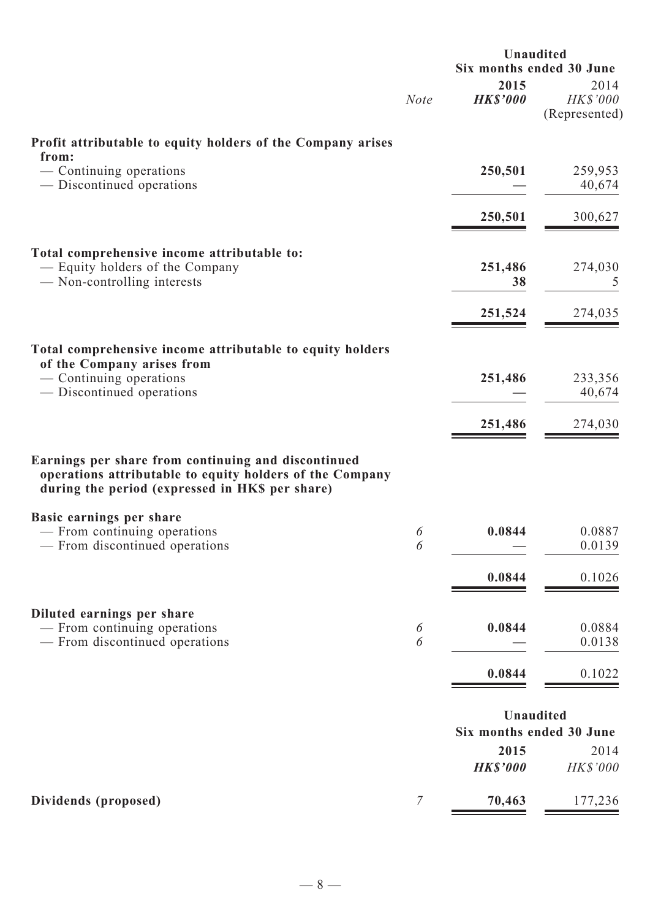| | Note | Unaudited Six months ended 30 June 2015 HK$'000 | 2014 HK$'000 (Represented) |
|---|---|---|---|
| **Profit attributable to equity holders of the Company arises from:** | | | |
| — Continuing operations | | **250,501** | 259,953 |
| — Discontinued operations | | **—** | 40,674 |
| | | **250,501** | 300,627 |
| **Total comprehensive income attributable to:** | | | |
| — Equity holders of the Company | | **251,486** | 274,030 |
| — Non-controlling interests | | **38** | 5 |
| | | **251,524** | 274,035 |
| **Total comprehensive income attributable to equity holders of the Company arises from** | | | |
| — Continuing operations | | **251,486** | 233,356 |
| — Discontinued operations | | **—** | 40,674 |
| | | **251,486** | 274,030 |
| **Earnings per share from continuing and discontinued operations attributable to equity holders of the Company during the period (expressed in HK$ per share)** | | | |
| **Basic earnings per share** | | | |
| — From continuing operations | 6 | **0.0844** | 0.0887 |
| — From discontinued operations | 6 | **—** | 0.0139 |
| | | **0.0844** | 0.1026 |
| **Diluted earnings per share** | | | |
| — From continuing operations | 6 | **0.0844** | 0.0884 |
| — From discontinued operations | 6 | **—** | 0.0138 |
| | | **0.0844** | 0.1022 |

| | Note | Unaudited Six months ended 30 June 2015 HK$'000 | 2014 HK$'000 |
|---|---|---|---|
| **Dividends (proposed)** | 7 | **70,463** | 177,236 |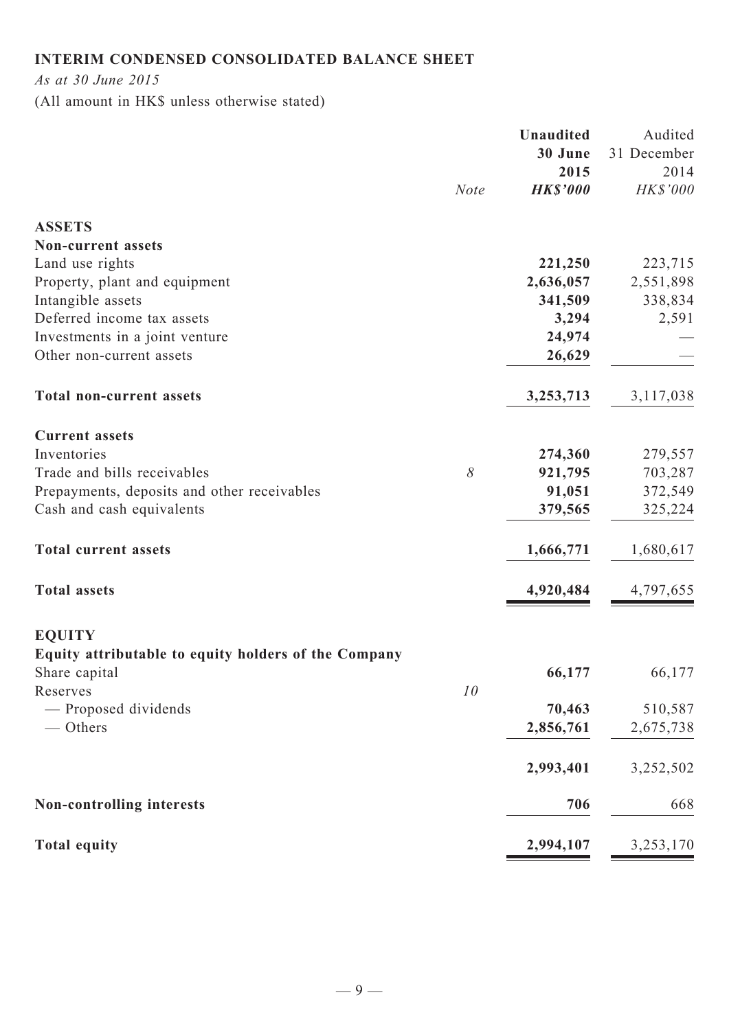**INTERIM CONDENSED CONSOLIDATED BALANCE SHEET**

*As at 30 June 2015*

(All amount in HK$ unless otherwise stated)

| | *Note* | **Unaudited 30 June 2015 *HK$'000*** | Audited 31 December 2014 *HK$'000* |
|---|---|---|---|
| **ASSETS** | | | |
| **Non-current assets** | | | |
| Land use rights | | **221,250** | 223,715 |
| Property, plant and equipment | | **2,636,057** | 2,551,898 |
| Intangible assets | | **341,509** | 338,834 |
| Deferred income tax assets | | **3,294** | 2,591 |
| Investments in a joint venture | | **24,974** | — |
| Other non-current assets | | **26,629** | — |
| **Total non-current assets** | | **3,253,713** | 3,117,038 |
| **Current assets** | | | |
| Inventories | | **274,360** | 279,557 |
| Trade and bills receivables | *8* | **921,795** | 703,287 |
| Prepayments, deposits and other receivables | | **91,051** | 372,549 |
| Cash and cash equivalents | | **379,565** | 325,224 |
| **Total current assets** | | **1,666,771** | 1,680,617 |
| **Total assets** | | **4,920,484** | 4,797,655 |
| **EQUITY** | | | |
| **Equity attributable to equity holders of the Company** | | | |
| Share capital | | **66,177** | 66,177 |
| Reserves | *10* | | |
| — Proposed dividends | | **70,463** | 510,587 |
| — Others | | **2,856,761** | 2,675,738 |
| | | **2,993,401** | 3,252,502 |
| **Non-controlling interests** | | **706** | 668 |
| **Total equity** | | **2,994,107** | 3,253,170 |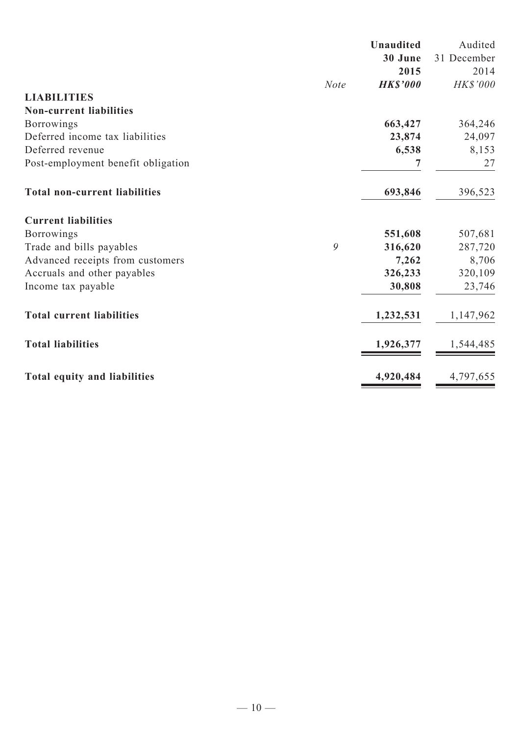| | Note | Unaudited 30 June 2015 HK$'000 | Audited 31 December 2014 HK$'000 |
|---|---|---|---|
| **LIABILITIES** | | | |
| **Non-current liabilities** | | | |
| Borrowings | | **663,427** | 364,246 |
| Deferred income tax liabilities | | **23,874** | 24,097 |
| Deferred revenue | | **6,538** | 8,153 |
| Post-employment benefit obligation | | **7** | 27 |
| **Total non-current liabilities** | | **693,846** | 396,523 |
| **Current liabilities** | | | |
| Borrowings | | **551,608** | 507,681 |
| Trade and bills payables | 9 | **316,620** | 287,720 |
| Advanced receipts from customers | | **7,262** | 8,706 |
| Accruals and other payables | | **326,233** | 320,109 |
| Income tax payable | | **30,808** | 23,746 |
| **Total current liabilities** | | **1,232,531** | 1,147,962 |
| **Total liabilities** | | **1,926,377** | 1,544,485 |
| **Total equity and liabilities** | | **4,920,484** | 4,797,655 |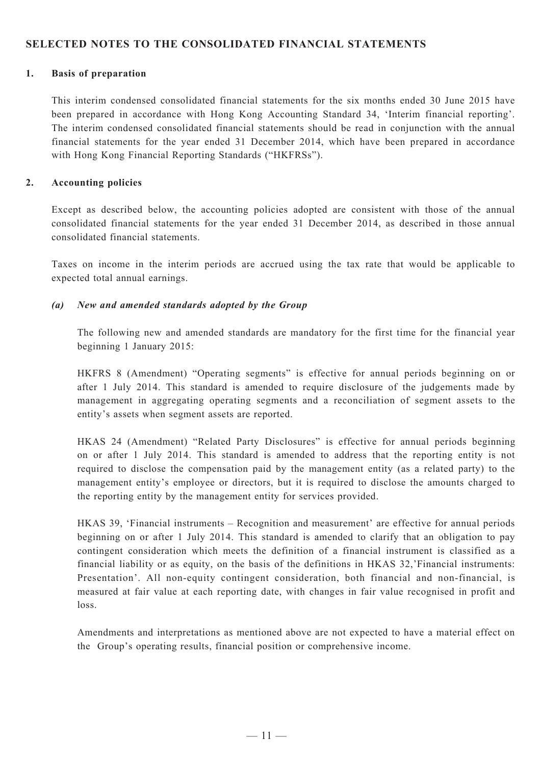## SELECTED NOTES TO THE CONSOLIDATED FINANCIAL STATEMENTS

### 1. Basis of preparation

This interim condensed consolidated financial statements for the six months ended 30 June 2015 have been prepared in accordance with Hong Kong Accounting Standard 34, 'Interim financial reporting'. The interim condensed consolidated financial statements should be read in conjunction with the annual financial statements for the year ended 31 December 2014, which have been prepared in accordance with Hong Kong Financial Reporting Standards ("HKFRSs").

### 2. Accounting policies

Except as described below, the accounting policies adopted are consistent with those of the annual consolidated financial statements for the year ended 31 December 2014, as described in those annual consolidated financial statements.

Taxes on income in the interim periods are accrued using the tax rate that would be applicable to expected total annual earnings.

#### *(a) New and amended standards adopted by the Group*

The following new and amended standards are mandatory for the first time for the financial year beginning 1 January 2015:

HKFRS 8 (Amendment) "Operating segments" is effective for annual periods beginning on or after 1 July 2014. This standard is amended to require disclosure of the judgements made by management in aggregating operating segments and a reconciliation of segment assets to the entity's assets when segment assets are reported.

HKAS 24 (Amendment) "Related Party Disclosures" is effective for annual periods beginning on or after 1 July 2014. This standard is amended to address that the reporting entity is not required to disclose the compensation paid by the management entity (as a related party) to the management entity's employee or directors, but it is required to disclose the amounts charged to the reporting entity by the management entity for services provided.

HKAS 39, 'Financial instruments – Recognition and measurement' are effective for annual periods beginning on or after 1 July 2014. This standard is amended to clarify that an obligation to pay contingent consideration which meets the definition of a financial instrument is classified as a financial liability or as equity, on the basis of the definitions in HKAS 32,'Financial instruments: Presentation'. All non-equity contingent consideration, both financial and non-financial, is measured at fair value at each reporting date, with changes in fair value recognised in profit and loss.

Amendments and interpretations as mentioned above are not expected to have a material effect on the Group's operating results, financial position or comprehensive income.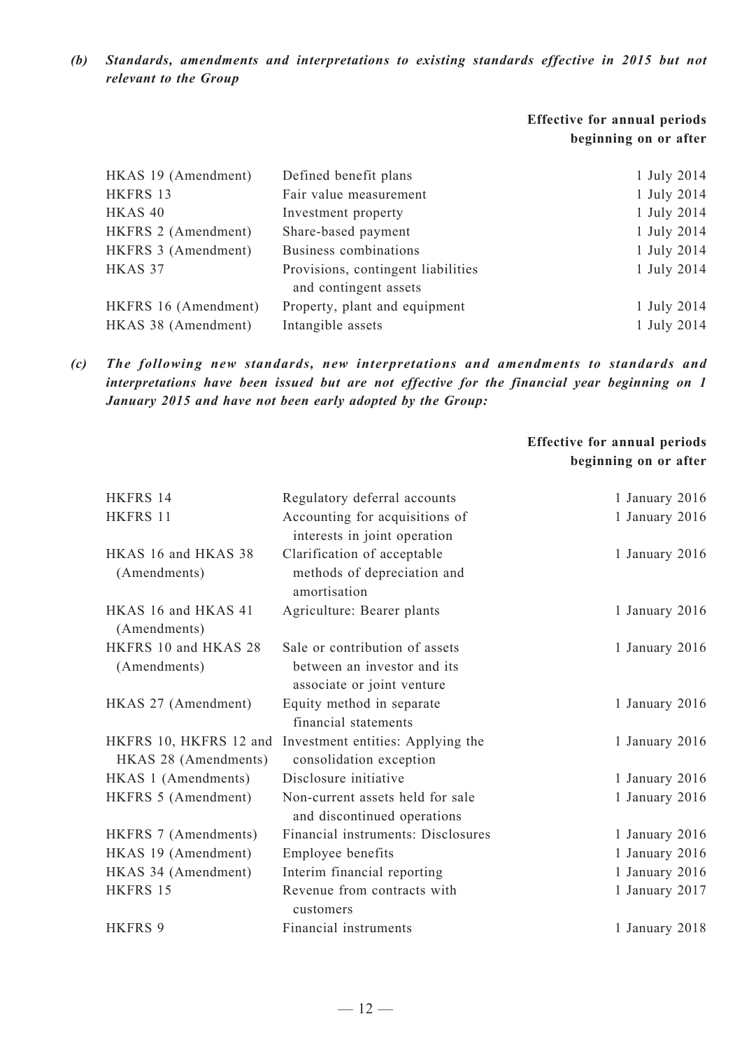*(b)* ***Standards, amendments and interpretations to existing standards effective in 2015 but not relevant to the Group***

| | | Effective for annual periods beginning on or after |
|---|---|---|
| HKAS 19 (Amendment) | Defined benefit plans | 1 July 2014 |
| HKFRS 13 | Fair value measurement | 1 July 2014 |
| HKAS 40 | Investment property | 1 July 2014 |
| HKFRS 2 (Amendment) | Share-based payment | 1 July 2014 |
| HKFRS 3 (Amendment) | Business combinations | 1 July 2014 |
| HKAS 37 | Provisions, contingent liabilities and contingent assets | 1 July 2014 |
| HKFRS 16 (Amendment) | Property, plant and equipment | 1 July 2014 |
| HKAS 38 (Amendment) | Intangible assets | 1 July 2014 |

*(c)* ***The following new standards, new interpretations and amendments to standards and interpretations have been issued but are not effective for the financial year beginning on 1 January 2015 and have not been early adopted by the Group:***

| | | Effective for annual periods beginning on or after |
|---|---|---|
| HKFRS 14 | Regulatory deferral accounts | 1 January 2016 |
| HKFRS 11 | Accounting for acquisitions of interests in joint operation | 1 January 2016 |
| HKAS 16 and HKAS 38 (Amendments) | Clarification of acceptable methods of depreciation and amortisation | 1 January 2016 |
| HKAS 16 and HKAS 41 (Amendments) | Agriculture: Bearer plants | 1 January 2016 |
| HKFRS 10 and HKAS 28 (Amendments) | Sale or contribution of assets between an investor and its associate or joint venture | 1 January 2016 |
| HKAS 27 (Amendment) | Equity method in separate financial statements | 1 January 2016 |
| HKFRS 10, HKFRS 12 and HKAS 28 (Amendments) | Investment entities: Applying the consolidation exception | 1 January 2016 |
| HKAS 1 (Amendments) | Disclosure initiative | 1 January 2016 |
| HKFRS 5 (Amendment) | Non-current assets held for sale and discontinued operations | 1 January 2016 |
| HKFRS 7 (Amendments) | Financial instruments: Disclosures | 1 January 2016 |
| HKAS 19 (Amendment) | Employee benefits | 1 January 2016 |
| HKAS 34 (Amendment) | Interim financial reporting | 1 January 2016 |
| HKFRS 15 | Revenue from contracts with customers | 1 January 2017 |
| HKFRS 9 | Financial instruments | 1 January 2018 |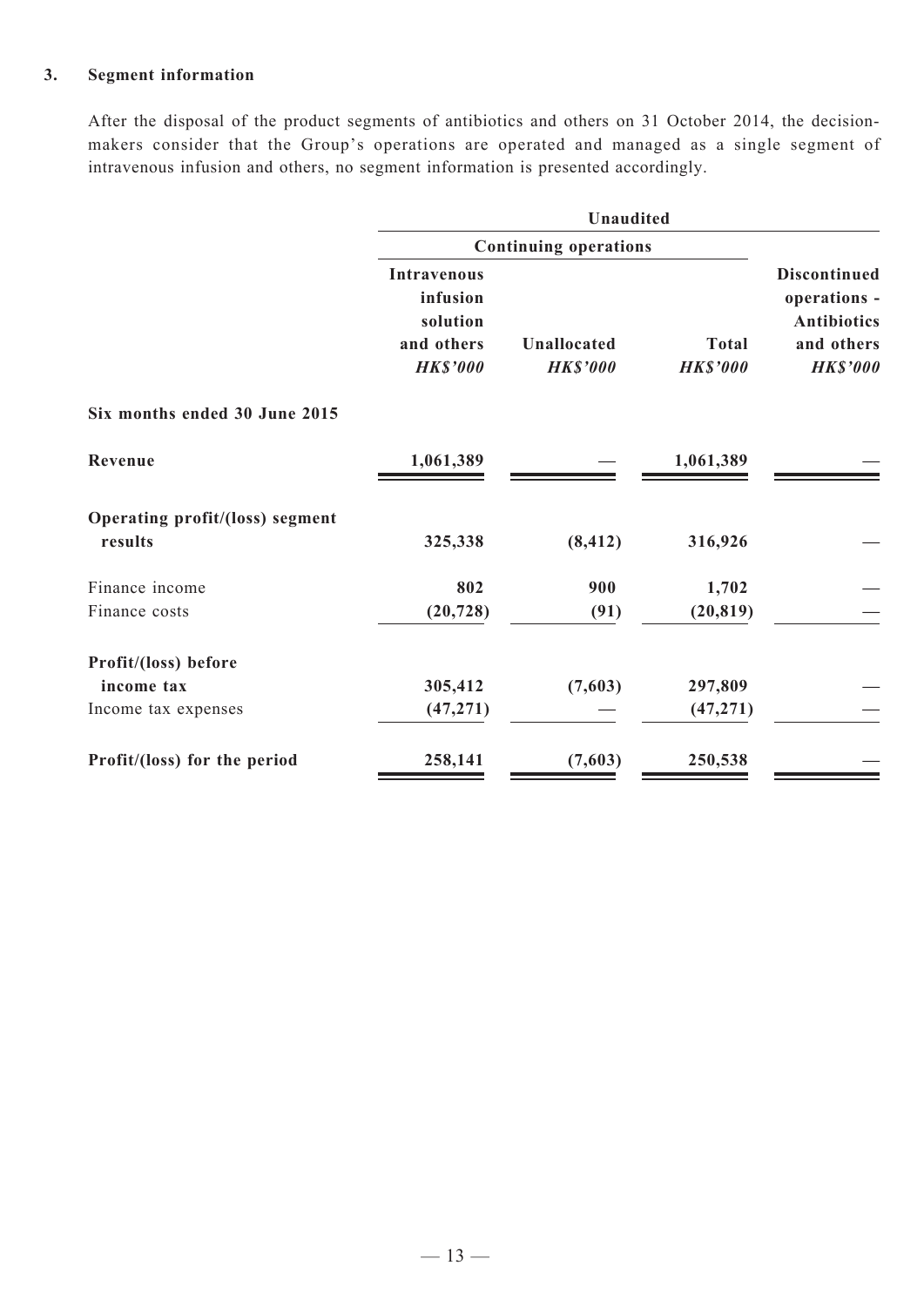### 3. Segment information

After the disposal of the product segments of antibiotics and others on 31 October 2014, the decision-makers consider that the Group's operations are operated and managed as a single segment of intravenous infusion and others, no segment information is presented accordingly.

| | Unaudited | | | |
|---|---|---|---|---|
| | Continuing operations | | | |
| | Intravenous infusion solution and others *HK$'000* | Unallocated *HK$'000* | Total *HK$'000* | Discontinued operations - Antibiotics and others *HK$'000* |
| **Six months ended 30 June 2015** | | | | |
| **Revenue** | **1,061,389** | **—** | **1,061,389** | **—** |
| **Operating profit/(loss) segment results** | **325,338** | **(8,412)** | **316,926** | **—** |
| Finance income | **802** | **900** | **1,702** | **—** |
| Finance costs | **(20,728)** | **(91)** | **(20,819)** | **—** |
| **Profit/(loss) before income tax** | **305,412** | **(7,603)** | **297,809** | **—** |
| Income tax expenses | **(47,271)** | **—** | **(47,271)** | **—** |
| **Profit/(loss) for the period** | **258,141** | **(7,603)** | **250,538** | **—** |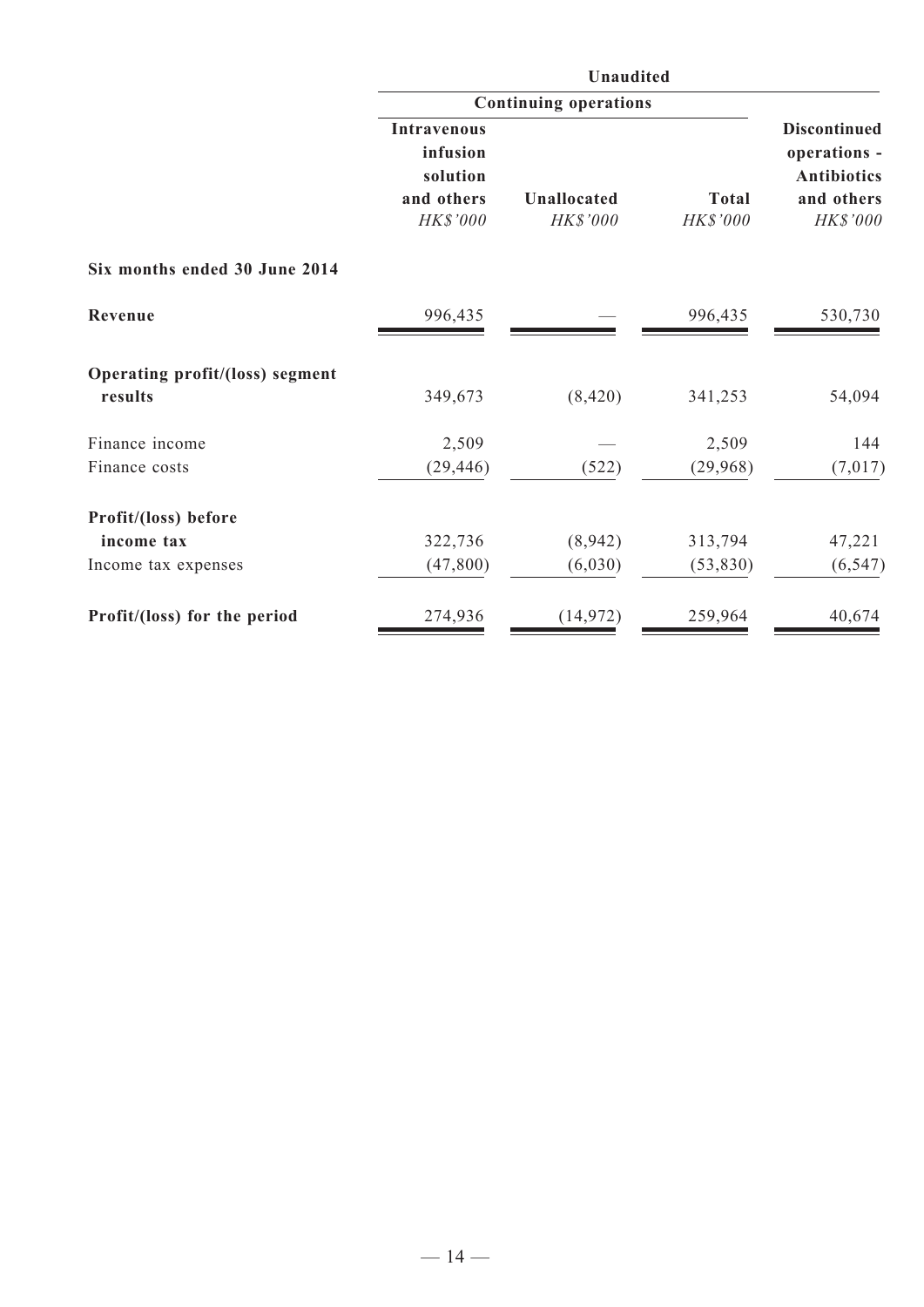| | Unaudited | | | |
|---|---|---|---|---|
| | Continuing operations | | | |
| | Intravenous infusion solution and others | Unallocated | Total | Discontinued operations - Antibiotics and others |
| | *HK$'000* | *HK$'000* | *HK$'000* | *HK$'000* |
| **Six months ended 30 June 2014** | | | | |
| **Revenue** | 996,435 | — | 996,435 | 530,730 |
| **Operating profit/(loss) segment results** | 349,673 | (8,420) | 341,253 | 54,094 |
| Finance income | 2,509 | — | 2,509 | 144 |
| Finance costs | (29,446) | (522) | (29,968) | (7,017) |
| **Profit/(loss) before income tax** | 322,736 | (8,942) | 313,794 | 47,221 |
| Income tax expenses | (47,800) | (6,030) | (53,830) | (6,547) |
| **Profit/(loss) for the period** | 274,936 | (14,972) | 259,964 | 40,674 |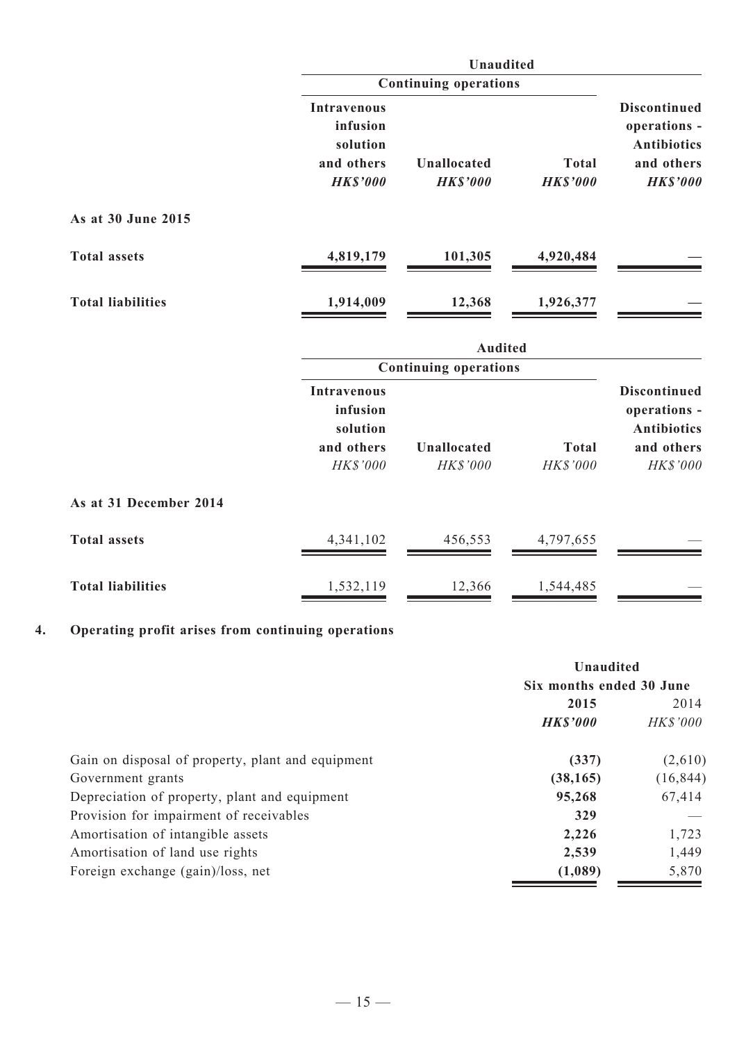| | Unaudited | | | |
|---|---|---|---|---|
| | Continuing operations | | | |
| | Intravenous infusion solution and others | Unallocated | Total | Discontinued operations - Antibiotics and others |
| | ***HK$'000*** | ***HK$'000*** | ***HK$'000*** | ***HK$'000*** |
| **As at 30 June 2015** | | | | |
| **Total assets** | **4,819,179** | **101,305** | **4,920,484** | **—** |
| **Total liabilities** | **1,914,009** | **12,368** | **1,926,377** | **—** |

| | Audited | | | |
|---|---|---|---|---|
| | Continuing operations | | | |
| | Intravenous infusion solution and others | Unallocated | Total | Discontinued operations - Antibiotics and others |
| | *HK$'000* | *HK$'000* | *HK$'000* | *HK$'000* |
| **As at 31 December 2014** | | | | |
| **Total assets** | 4,341,102 | 456,553 | 4,797,655 | — |
| **Total liabilities** | 1,532,119 | 12,366 | 1,544,485 | — |

## 4. Operating profit arises from continuing operations

| | Unaudited | |
|---|---|---|
| | Six months ended 30 June | |
| | **2015** | 2014 |
| | ***HK$'000*** | *HK$'000* |
| Gain on disposal of property, plant and equipment | **(337)** | (2,610) |
| Government grants | **(38,165)** | (16,844) |
| Depreciation of property, plant and equipment | **95,268** | 67,414 |
| Provision for impairment of receivables | **329** | — |
| Amortisation of intangible assets | **2,226** | 1,723 |
| Amortisation of land use rights | **2,539** | 1,449 |
| Foreign exchange (gain)/loss, net | **(1,089)** | 5,870 |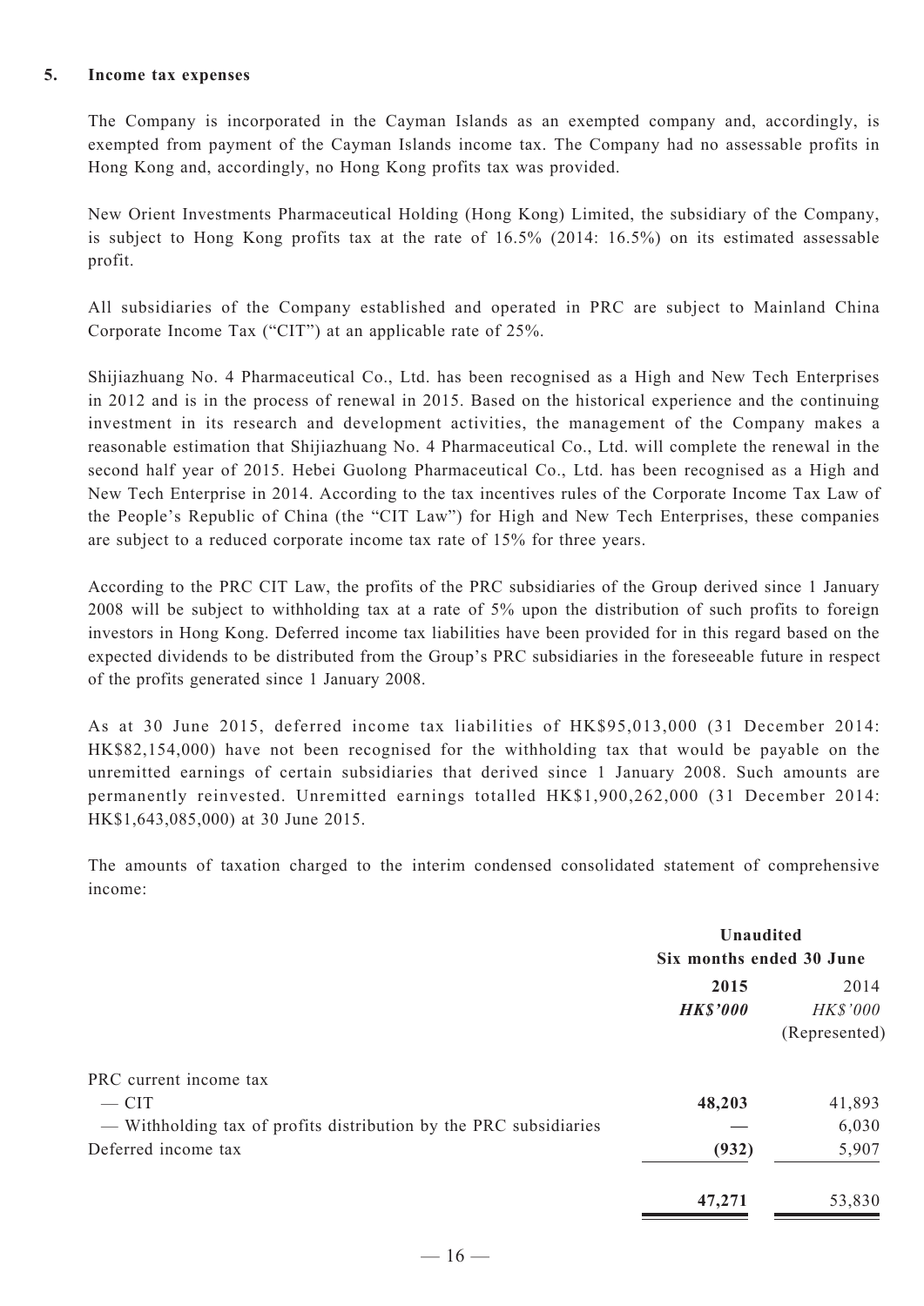## 5. Income tax expenses

The Company is incorporated in the Cayman Islands as an exempted company and, accordingly, is exempted from payment of the Cayman Islands income tax. The Company had no assessable profits in Hong Kong and, accordingly, no Hong Kong profits tax was provided.

New Orient Investments Pharmaceutical Holding (Hong Kong) Limited, the subsidiary of the Company, is subject to Hong Kong profits tax at the rate of 16.5% (2014: 16.5%) on its estimated assessable profit.

All subsidiaries of the Company established and operated in PRC are subject to Mainland China Corporate Income Tax ("CIT") at an applicable rate of 25%.

Shijiazhuang No. 4 Pharmaceutical Co., Ltd. has been recognised as a High and New Tech Enterprises in 2012 and is in the process of renewal in 2015. Based on the historical experience and the continuing investment in its research and development activities, the management of the Company makes a reasonable estimation that Shijiazhuang No. 4 Pharmaceutical Co., Ltd. will complete the renewal in the second half year of 2015. Hebei Guolong Pharmaceutical Co., Ltd. has been recognised as a High and New Tech Enterprise in 2014. According to the tax incentives rules of the Corporate Income Tax Law of the People's Republic of China (the "CIT Law") for High and New Tech Enterprises, these companies are subject to a reduced corporate income tax rate of 15% for three years.

According to the PRC CIT Law, the profits of the PRC subsidiaries of the Group derived since 1 January 2008 will be subject to withholding tax at a rate of 5% upon the distribution of such profits to foreign investors in Hong Kong. Deferred income tax liabilities have been provided for in this regard based on the expected dividends to be distributed from the Group's PRC subsidiaries in the foreseeable future in respect of the profits generated since 1 January 2008.

As at 30 June 2015, deferred income tax liabilities of HK$95,013,000 (31 December 2014: HK$82,154,000) have not been recognised for the withholding tax that would be payable on the unremitted earnings of certain subsidiaries that derived since 1 January 2008. Such amounts are permanently reinvested. Unremitted earnings totalled HK$1,900,262,000 (31 December 2014: HK$1,643,085,000) at 30 June 2015.

The amounts of taxation charged to the interim condensed consolidated statement of comprehensive income:

| | Unaudited | |
|---|---|---|
| | Six months ended 30 June | |
| | **2015** | 2014 |
| | ***HK$'000*** | *HK$'000* |
| | | (Represented) |
| PRC current income tax | | |
| — CIT | **48,203** | 41,893 |
| — Withholding tax of profits distribution by the PRC subsidiaries | **—** | 6,030 |
| Deferred income tax | **(932)** | 5,907 |
| | **47,271** | 53,830 |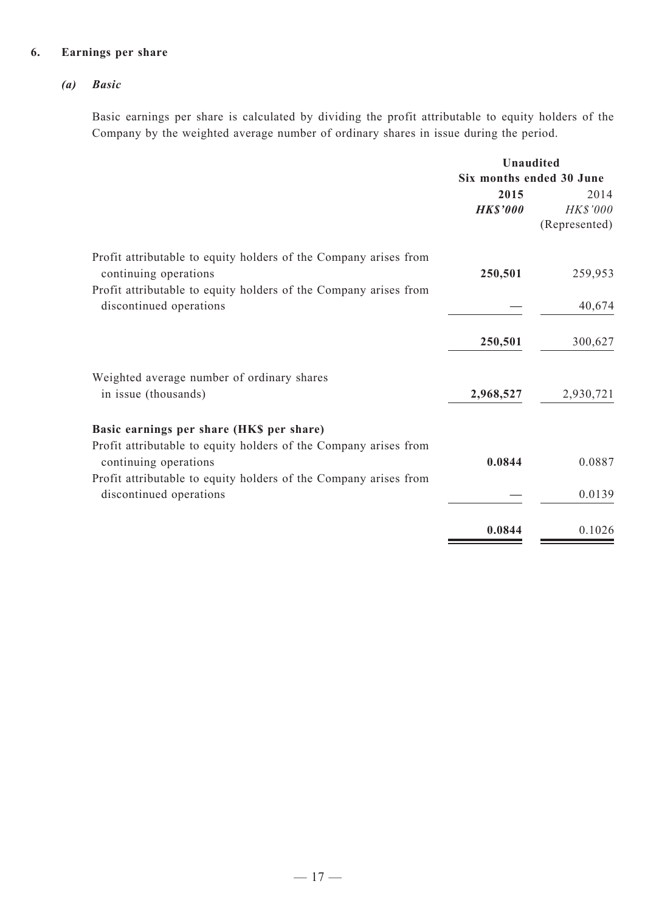## 6. Earnings per share

### *(a) Basic*

Basic earnings per share is calculated by dividing the profit attributable to equity holders of the Company by the weighted average number of ordinary shares in issue during the period.

| | Unaudited | |
|---|---|---|
| | Six months ended 30 June | |
| | **2015** | 2014 |
| | ***HK$'000*** | *HK$'000* |
| | | (Represented) |
| Profit attributable to equity holders of the Company arises from continuing operations | **250,501** | 259,953 |
| Profit attributable to equity holders of the Company arises from discontinued operations | **—** | 40,674 |
| | **250,501** | 300,627 |
| Weighted average number of ordinary shares in issue (thousands) | **2,968,527** | 2,930,721 |
| **Basic earnings per share (HK$ per share)** | | |
| Profit attributable to equity holders of the Company arises from continuing operations | **0.0844** | 0.0887 |
| Profit attributable to equity holders of the Company arises from discontinued operations | **—** | 0.0139 |
| | **0.0844** | 0.1026 |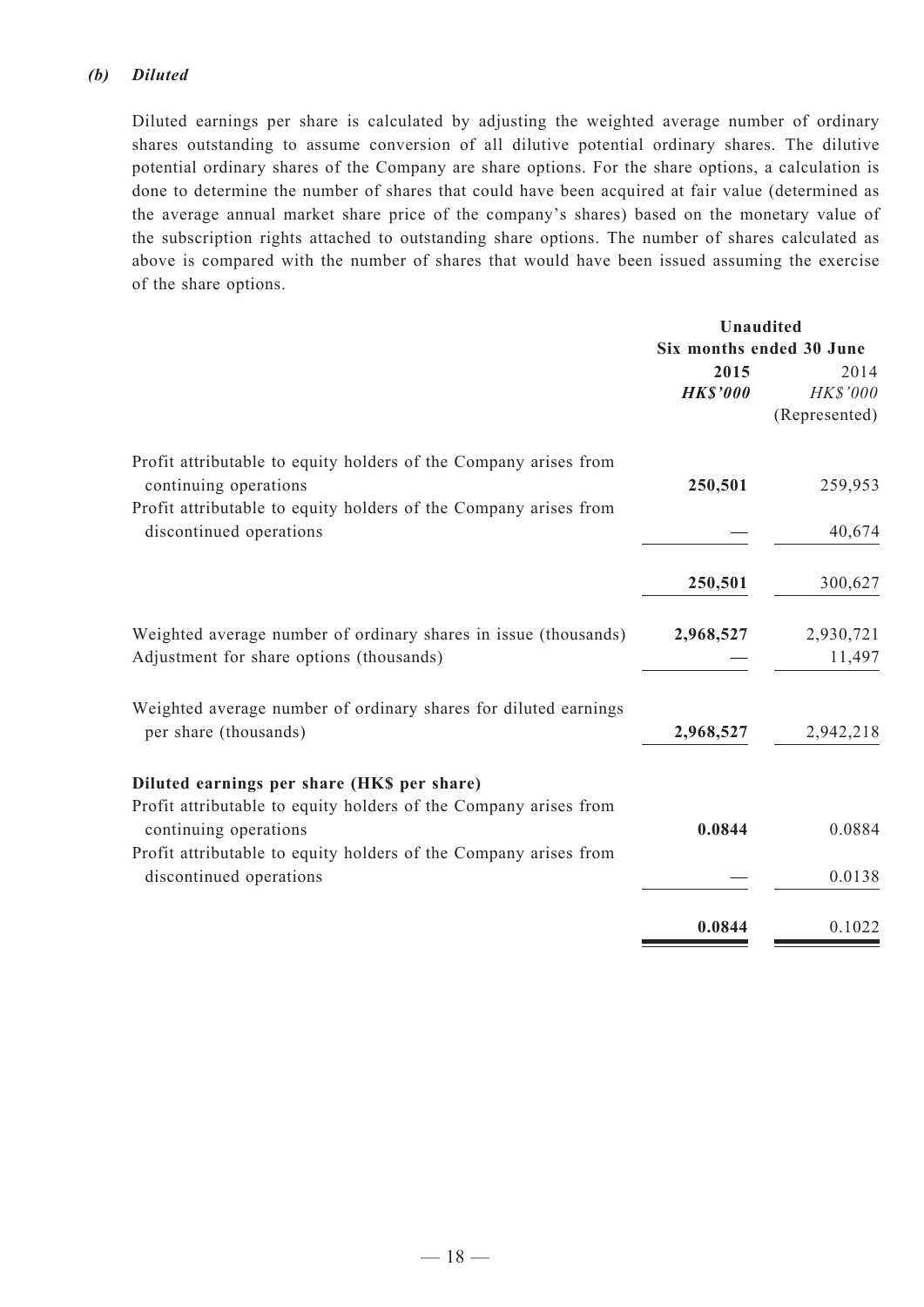### *(b) Diluted*

Diluted earnings per share is calculated by adjusting the weighted average number of ordinary shares outstanding to assume conversion of all dilutive potential ordinary shares. The dilutive potential ordinary shares of the Company are share options. For the share options, a calculation is done to determine the number of shares that could have been acquired at fair value (determined as the average annual market share price of the company's shares) based on the monetary value of the subscription rights attached to outstanding share options. The number of shares calculated as above is compared with the number of shares that would have been issued assuming the exercise of the share options.

| | **Unaudited** | |
|---|---|---|
| | **Six months ended 30 June** | |
| | **2015** | 2014 |
| | ***HK$'000*** | *HK$'000* |
| | | (Represented) |
| Profit attributable to equity holders of the Company arises from continuing operations | **250,501** | 259,953 |
| Profit attributable to equity holders of the Company arises from discontinued operations | **—** | 40,674 |
| | **250,501** | 300,627 |
| Weighted average number of ordinary shares in issue (thousands) | **2,968,527** | 2,930,721 |
| Adjustment for share options (thousands) | **—** | 11,497 |
| Weighted average number of ordinary shares for diluted earnings per share (thousands) | **2,968,527** | 2,942,218 |
| **Diluted earnings per share (HK$ per share)** | | |
| Profit attributable to equity holders of the Company arises from continuing operations | **0.0844** | 0.0884 |
| Profit attributable to equity holders of the Company arises from discontinued operations | **—** | 0.0138 |
| | **0.0844** | 0.1022 |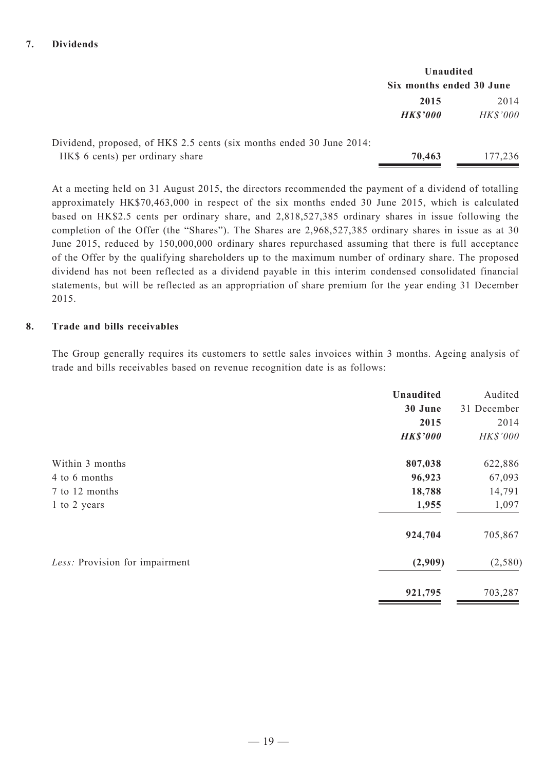### 7. Dividends

| | Unaudited | |
|---|---|---|
| | Six months ended 30 June | |
| | **2015** | 2014 |
| | ***HK$'000*** | *HK$'000* |
| Dividend, proposed, of HK$ 2.5 cents (six months ended 30 June 2014: HK$ 6 cents) per ordinary share | **70,463** | 177,236 |

At a meeting held on 31 August 2015, the directors recommended the payment of a dividend of totalling approximately HK$70,463,000 in respect of the six months ended 30 June 2015, which is calculated based on HK$2.5 cents per ordinary share, and 2,818,527,385 ordinary shares in issue following the completion of the Offer (the "Shares"). The Shares are 2,968,527,385 ordinary shares in issue as at 30 June 2015, reduced by 150,000,000 ordinary shares repurchased assuming that there is full acceptance of the Offer by the qualifying shareholders up to the maximum number of ordinary share. The proposed dividend has not been reflected as a dividend payable in this interim condensed consolidated financial statements, but will be reflected as an appropriation of share premium for the year ending 31 December 2015.

### 8. Trade and bills receivables

The Group generally requires its customers to settle sales invoices within 3 months. Ageing analysis of trade and bills receivables based on revenue recognition date is as follows:

| | **Unaudited** | Audited |
|---|---|---|
| | **30 June** | 31 December |
| | **2015** | 2014 |
| | ***HK$'000*** | *HK$'000* |
| Within 3 months | **807,038** | 622,886 |
| 4 to 6 months | **96,923** | 67,093 |
| 7 to 12 months | **18,788** | 14,791 |
| 1 to 2 years | **1,955** | 1,097 |
| | **924,704** | 705,867 |
| *Less:* Provision for impairment | **(2,909)** | (2,580) |
| | **921,795** | 703,287 |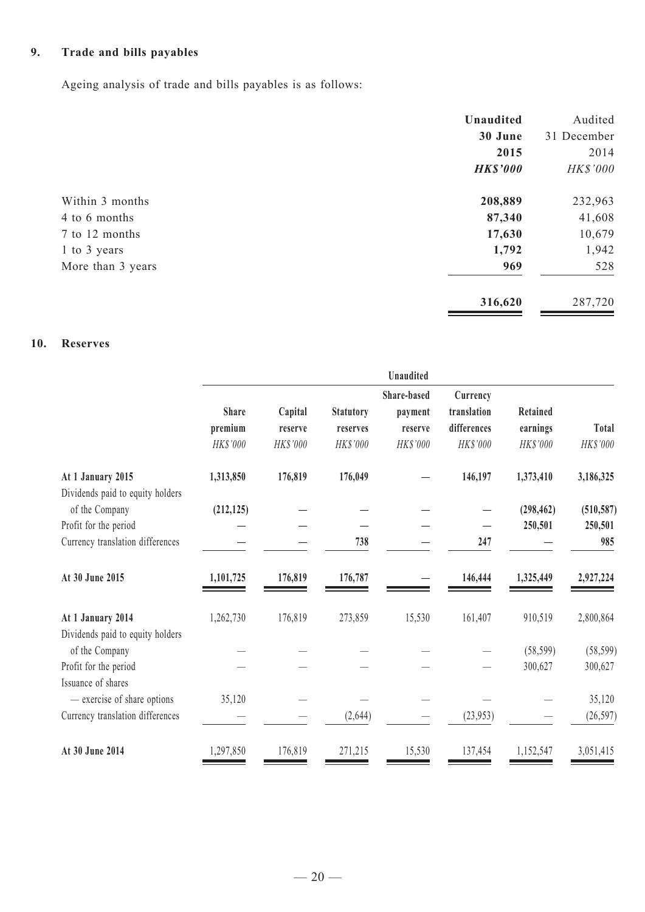## 9. Trade and bills payables

Ageing analysis of trade and bills payables is as follows:

| | **Unaudited 30 June 2015 *HK$'000*** | Audited 31 December 2014 *HK$'000* |
|---|---|---|
| Within 3 months | **208,889** | 232,963 |
| 4 to 6 months | **87,340** | 41,608 |
| 7 to 12 months | **17,630** | 10,679 |
| 1 to 3 years | **1,792** | 1,942 |
| More than 3 years | **969** | 528 |
| | **316,620** | 287,720 |

## 10. Reserves

| | Unaudited | | | | | | |
|---|---|---|---|---|---|---|---|
| | **Share premium** *HK$'000* | **Capital reserve** *HK$'000* | **Statutory reserves** *HK$'000* | **Share-based payment reserve** *HK$'000* | **Currency translation differences** *HK$'000* | **Retained earnings** *HK$'000* | **Total** *HK$'000* |
| **At 1 January 2015** | **1,313,850** | **176,819** | **176,049** | **—** | **146,197** | **1,373,410** | **3,186,325** |
| Dividends paid to equity holders of the Company | **(212,125)** | **—** | **—** | **—** | **—** | **(298,462)** | **(510,587)** |
| Profit for the period | **—** | **—** | **—** | **—** | **—** | **250,501** | **250,501** |
| Currency translation differences | **—** | **—** | **738** | **—** | **247** | **—** | **985** |
| **At 30 June 2015** | **1,101,725** | **176,819** | **176,787** | **—** | **146,444** | **1,325,449** | **2,927,224** |
| **At 1 January 2014** | 1,262,730 | 176,819 | 273,859 | 15,530 | 161,407 | 910,519 | 2,800,864 |
| Dividends paid to equity holders of the Company | — | — | — | — | — | (58,599) | (58,599) |
| Profit for the period | — | — | — | — | — | 300,627 | 300,627 |
| Issuance of shares — exercise of share options | 35,120 | — | — | — | — | — | 35,120 |
| Currency translation differences | — | — | (2,644) | — | (23,953) | — | (26,597) |
| **At 30 June 2014** | 1,297,850 | 176,819 | 271,215 | 15,530 | 137,454 | 1,152,547 | 3,051,415 |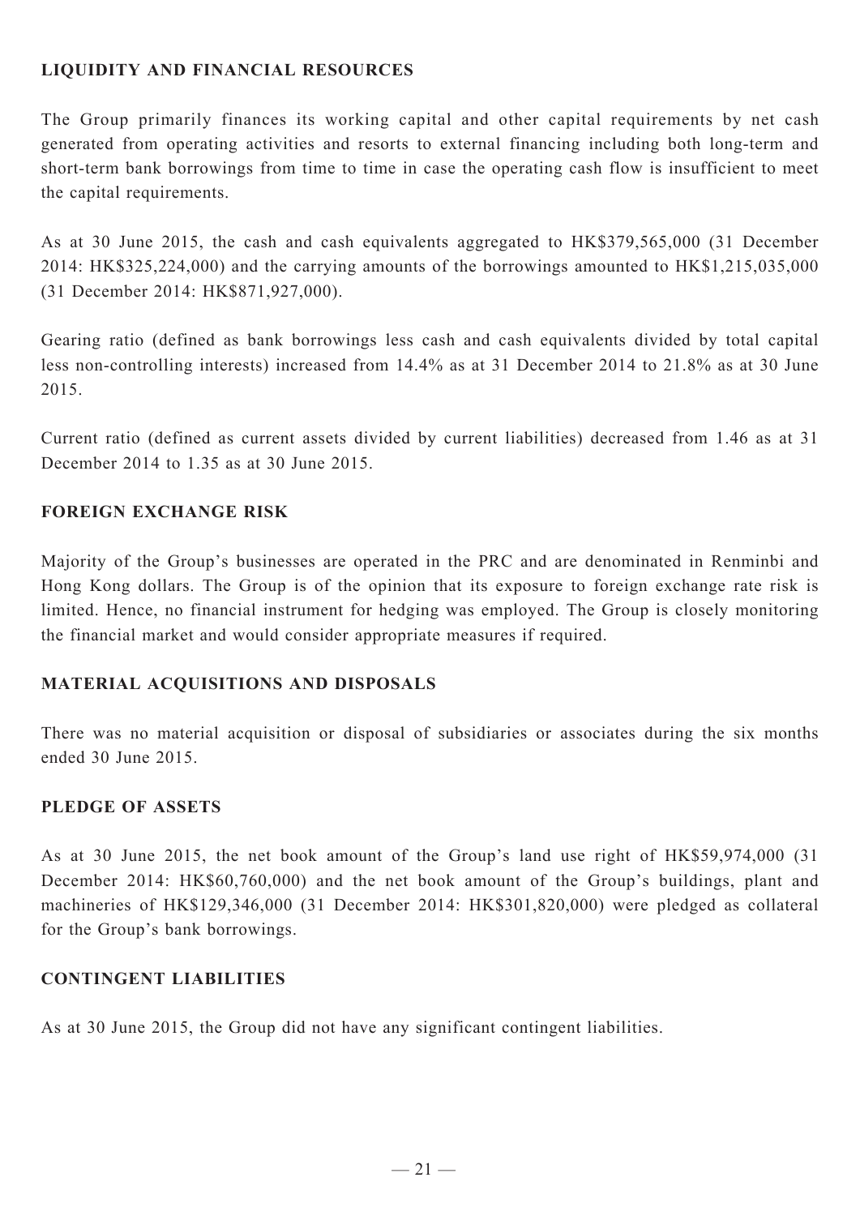## LIQUIDITY AND FINANCIAL RESOURCES

The Group primarily finances its working capital and other capital requirements by net cash generated from operating activities and resorts to external financing including both long-term and short-term bank borrowings from time to time in case the operating cash flow is insufficient to meet the capital requirements.

As at 30 June 2015, the cash and cash equivalents aggregated to HK$379,565,000 (31 December 2014: HK$325,224,000) and the carrying amounts of the borrowings amounted to HK$1,215,035,000 (31 December 2014: HK$871,927,000).

Gearing ratio (defined as bank borrowings less cash and cash equivalents divided by total capital less non-controlling interests) increased from 14.4% as at 31 December 2014 to 21.8% as at 30 June 2015.

Current ratio (defined as current assets divided by current liabilities) decreased from 1.46 as at 31 December 2014 to 1.35 as at 30 June 2015.

## FOREIGN EXCHANGE RISK

Majority of the Group's businesses are operated in the PRC and are denominated in Renminbi and Hong Kong dollars. The Group is of the opinion that its exposure to foreign exchange rate risk is limited. Hence, no financial instrument for hedging was employed. The Group is closely monitoring the financial market and would consider appropriate measures if required.

## MATERIAL ACQUISITIONS AND DISPOSALS

There was no material acquisition or disposal of subsidiaries or associates during the six months ended 30 June 2015.

## PLEDGE OF ASSETS

As at 30 June 2015, the net book amount of the Group's land use right of HK$59,974,000 (31 December 2014: HK$60,760,000) and the net book amount of the Group's buildings, plant and machineries of HK$129,346,000 (31 December 2014: HK$301,820,000) were pledged as collateral for the Group's bank borrowings.

## CONTINGENT LIABILITIES

As at 30 June 2015, the Group did not have any significant contingent liabilities.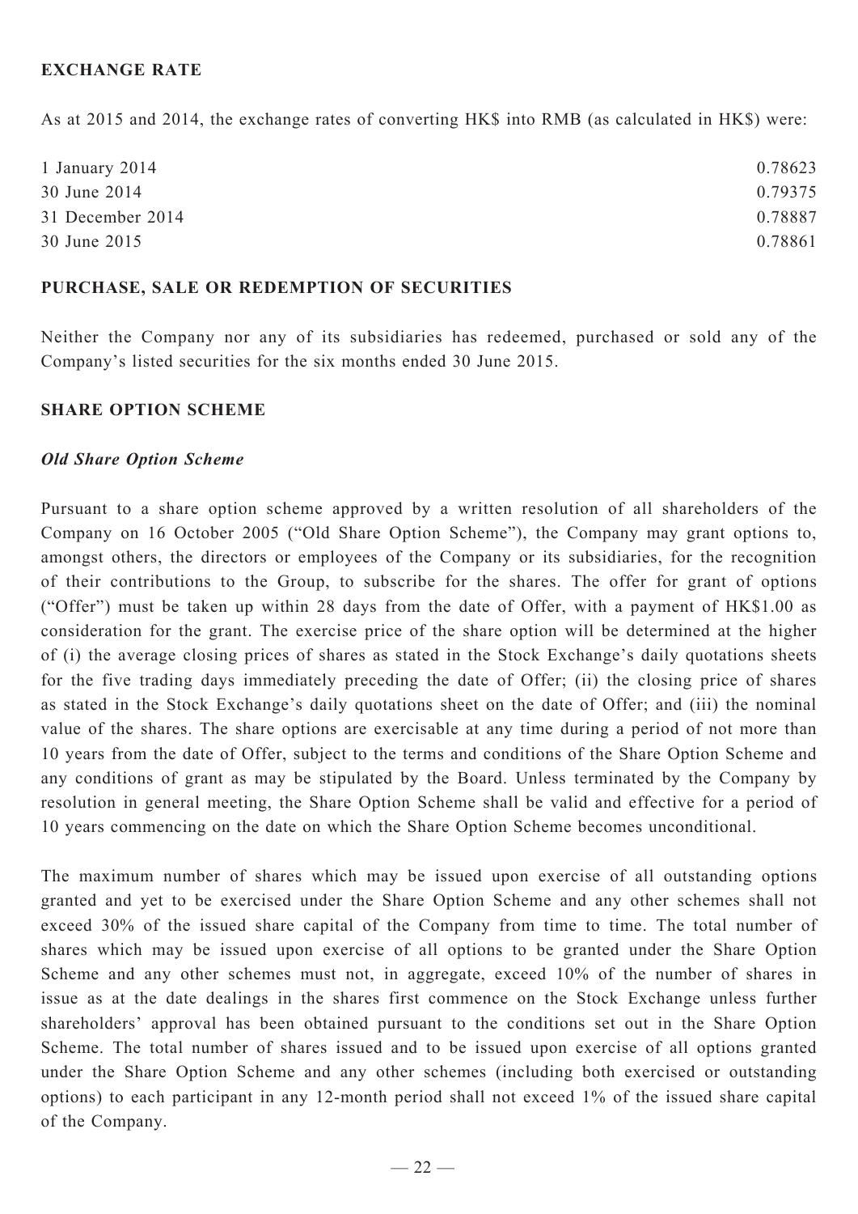## EXCHANGE RATE

As at 2015 and 2014, the exchange rates of converting HK$ into RMB (as calculated in HK$) were:

| | |
|---|---|
| 1 January 2014 | 0.78623 |
| 30 June 2014 | 0.79375 |
| 31 December 2014 | 0.78887 |
| 30 June 2015 | 0.78861 |

## PURCHASE, SALE OR REDEMPTION OF SECURITIES

Neither the Company nor any of its subsidiaries has redeemed, purchased or sold any of the Company's listed securities for the six months ended 30 June 2015.

## SHARE OPTION SCHEME

### *Old Share Option Scheme*

Pursuant to a share option scheme approved by a written resolution of all shareholders of the Company on 16 October 2005 ("Old Share Option Scheme"), the Company may grant options to, amongst others, the directors or employees of the Company or its subsidiaries, for the recognition of their contributions to the Group, to subscribe for the shares. The offer for grant of options ("Offer") must be taken up within 28 days from the date of Offer, with a payment of HK$1.00 as consideration for the grant. The exercise price of the share option will be determined at the higher of (i) the average closing prices of shares as stated in the Stock Exchange's daily quotations sheets for the five trading days immediately preceding the date of Offer; (ii) the closing price of shares as stated in the Stock Exchange's daily quotations sheet on the date of Offer; and (iii) the nominal value of the shares. The share options are exercisable at any time during a period of not more than 10 years from the date of Offer, subject to the terms and conditions of the Share Option Scheme and any conditions of grant as may be stipulated by the Board. Unless terminated by the Company by resolution in general meeting, the Share Option Scheme shall be valid and effective for a period of 10 years commencing on the date on which the Share Option Scheme becomes unconditional.

The maximum number of shares which may be issued upon exercise of all outstanding options granted and yet to be exercised under the Share Option Scheme and any other schemes shall not exceed 30% of the issued share capital of the Company from time to time. The total number of shares which may be issued upon exercise of all options to be granted under the Share Option Scheme and any other schemes must not, in aggregate, exceed 10% of the number of shares in issue as at the date dealings in the shares first commence on the Stock Exchange unless further shareholders' approval has been obtained pursuant to the conditions set out in the Share Option Scheme. The total number of shares issued and to be issued upon exercise of all options granted under the Share Option Scheme and any other schemes (including both exercised or outstanding options) to each participant in any 12-month period shall not exceed 1% of the issued share capital of the Company.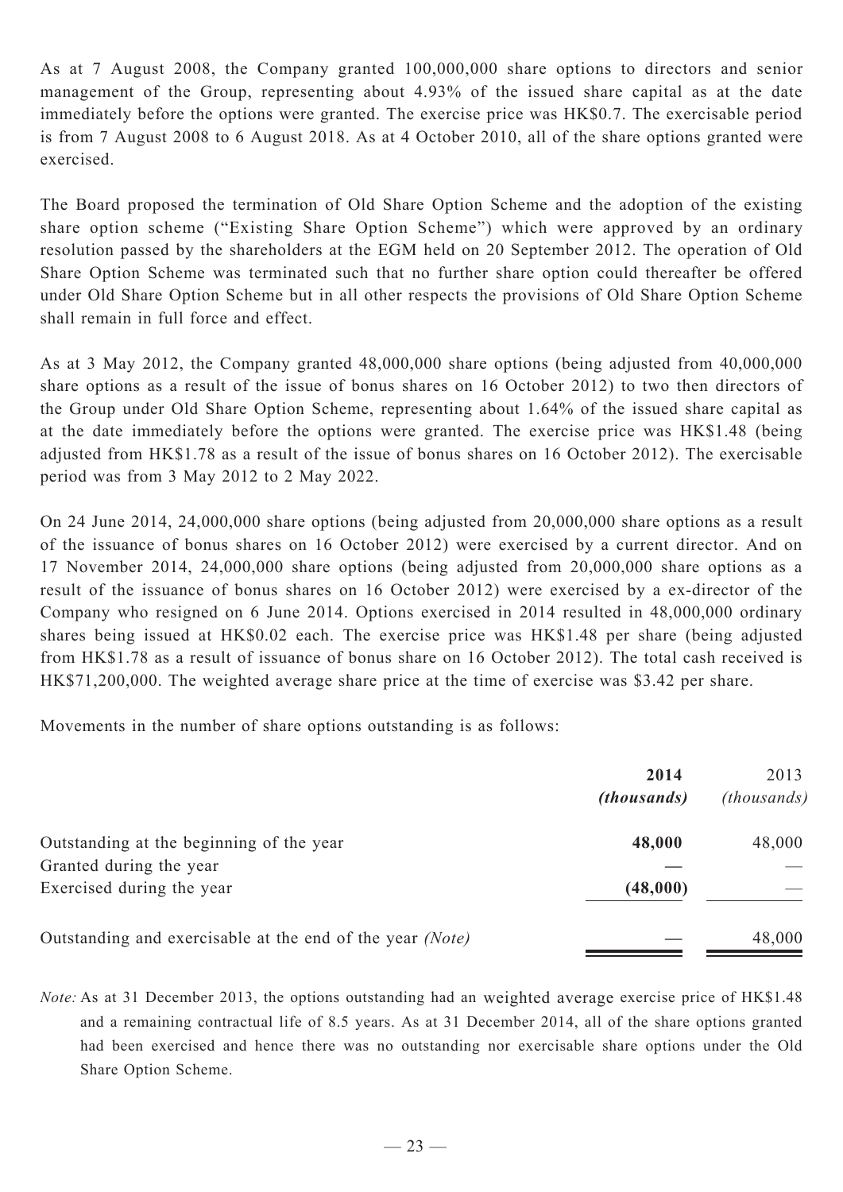As at 7 August 2008, the Company granted 100,000,000 share options to directors and senior management of the Group, representing about 4.93% of the issued share capital as at the date immediately before the options were granted. The exercise price was HK$0.7. The exercisable period is from 7 August 2008 to 6 August 2018. As at 4 October 2010, all of the share options granted were exercised.

The Board proposed the termination of Old Share Option Scheme and the adoption of the existing share option scheme ("Existing Share Option Scheme") which were approved by an ordinary resolution passed by the shareholders at the EGM held on 20 September 2012. The operation of Old Share Option Scheme was terminated such that no further share option could thereafter be offered under Old Share Option Scheme but in all other respects the provisions of Old Share Option Scheme shall remain in full force and effect.

As at 3 May 2012, the Company granted 48,000,000 share options (being adjusted from 40,000,000 share options as a result of the issue of bonus shares on 16 October 2012) to two then directors of the Group under Old Share Option Scheme, representing about 1.64% of the issued share capital as at the date immediately before the options were granted. The exercise price was HK$1.48 (being adjusted from HK$1.78 as a result of the issue of bonus shares on 16 October 2012). The exercisable period was from 3 May 2012 to 2 May 2022.

On 24 June 2014, 24,000,000 share options (being adjusted from 20,000,000 share options as a result of the issuance of bonus shares on 16 October 2012) were exercised by a current director. And on 17 November 2014, 24,000,000 share options (being adjusted from 20,000,000 share options as a result of the issuance of bonus shares on 16 October 2012) were exercised by a ex-director of the Company who resigned on 6 June 2014. Options exercised in 2014 resulted in 48,000,000 ordinary shares being issued at HK$0.02 each. The exercise price was HK$1.48 per share (being adjusted from HK$1.78 as a result of issuance of bonus share on 16 October 2012). The total cash received is HK$71,200,000. The weighted average share price at the time of exercise was $3.42 per share.

Movements in the number of share options outstanding is as follows:

| | **2014** *(thousands)* | 2013 *(thousands)* |
|---|---|---|
| Outstanding at the beginning of the year | **48,000** | 48,000 |
| Granted during the year | **—** | — |
| Exercised during the year | **(48,000)** | — |
| Outstanding and exercisable at the end of the year *(Note)* | **—** | 48,000 |

*Note:* As at 31 December 2013, the options outstanding had an weighted average exercise price of HK$1.48 and a remaining contractual life of 8.5 years. As at 31 December 2014, all of the share options granted had been exercised and hence there was no outstanding nor exercisable share options under the Old Share Option Scheme.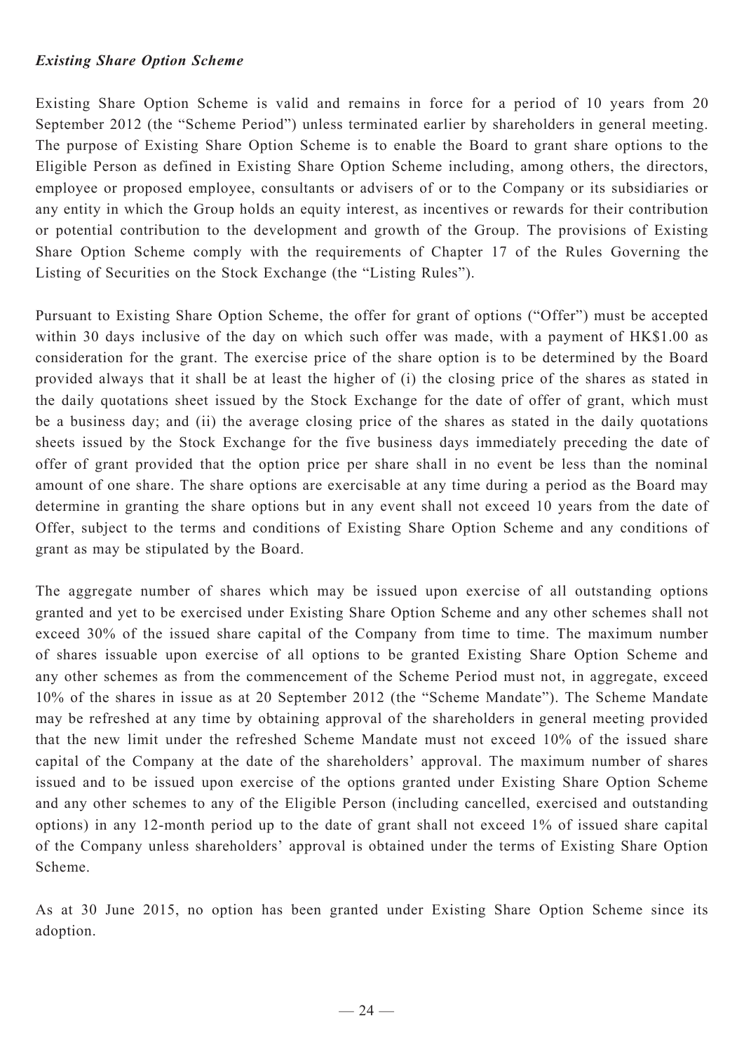***Existing Share Option Scheme***

Existing Share Option Scheme is valid and remains in force for a period of 10 years from 20 September 2012 (the "Scheme Period") unless terminated earlier by shareholders in general meeting. The purpose of Existing Share Option Scheme is to enable the Board to grant share options to the Eligible Person as defined in Existing Share Option Scheme including, among others, the directors, employee or proposed employee, consultants or advisers of or to the Company or its subsidiaries or any entity in which the Group holds an equity interest, as incentives or rewards for their contribution or potential contribution to the development and growth of the Group. The provisions of Existing Share Option Scheme comply with the requirements of Chapter 17 of the Rules Governing the Listing of Securities on the Stock Exchange (the "Listing Rules").

Pursuant to Existing Share Option Scheme, the offer for grant of options ("Offer") must be accepted within 30 days inclusive of the day on which such offer was made, with a payment of HK$1.00 as consideration for the grant. The exercise price of the share option is to be determined by the Board provided always that it shall be at least the higher of (i) the closing price of the shares as stated in the daily quotations sheet issued by the Stock Exchange for the date of offer of grant, which must be a business day; and (ii) the average closing price of the shares as stated in the daily quotations sheets issued by the Stock Exchange for the five business days immediately preceding the date of offer of grant provided that the option price per share shall in no event be less than the nominal amount of one share. The share options are exercisable at any time during a period as the Board may determine in granting the share options but in any event shall not exceed 10 years from the date of Offer, subject to the terms and conditions of Existing Share Option Scheme and any conditions of grant as may be stipulated by the Board.

The aggregate number of shares which may be issued upon exercise of all outstanding options granted and yet to be exercised under Existing Share Option Scheme and any other schemes shall not exceed 30% of the issued share capital of the Company from time to time. The maximum number of shares issuable upon exercise of all options to be granted Existing Share Option Scheme and any other schemes as from the commencement of the Scheme Period must not, in aggregate, exceed 10% of the shares in issue as at 20 September 2012 (the "Scheme Mandate"). The Scheme Mandate may be refreshed at any time by obtaining approval of the shareholders in general meeting provided that the new limit under the refreshed Scheme Mandate must not exceed 10% of the issued share capital of the Company at the date of the shareholders' approval. The maximum number of shares issued and to be issued upon exercise of the options granted under Existing Share Option Scheme and any other schemes to any of the Eligible Person (including cancelled, exercised and outstanding options) in any 12-month period up to the date of grant shall not exceed 1% of issued share capital of the Company unless shareholders' approval is obtained under the terms of Existing Share Option Scheme.

As at 30 June 2015, no option has been granted under Existing Share Option Scheme since its adoption.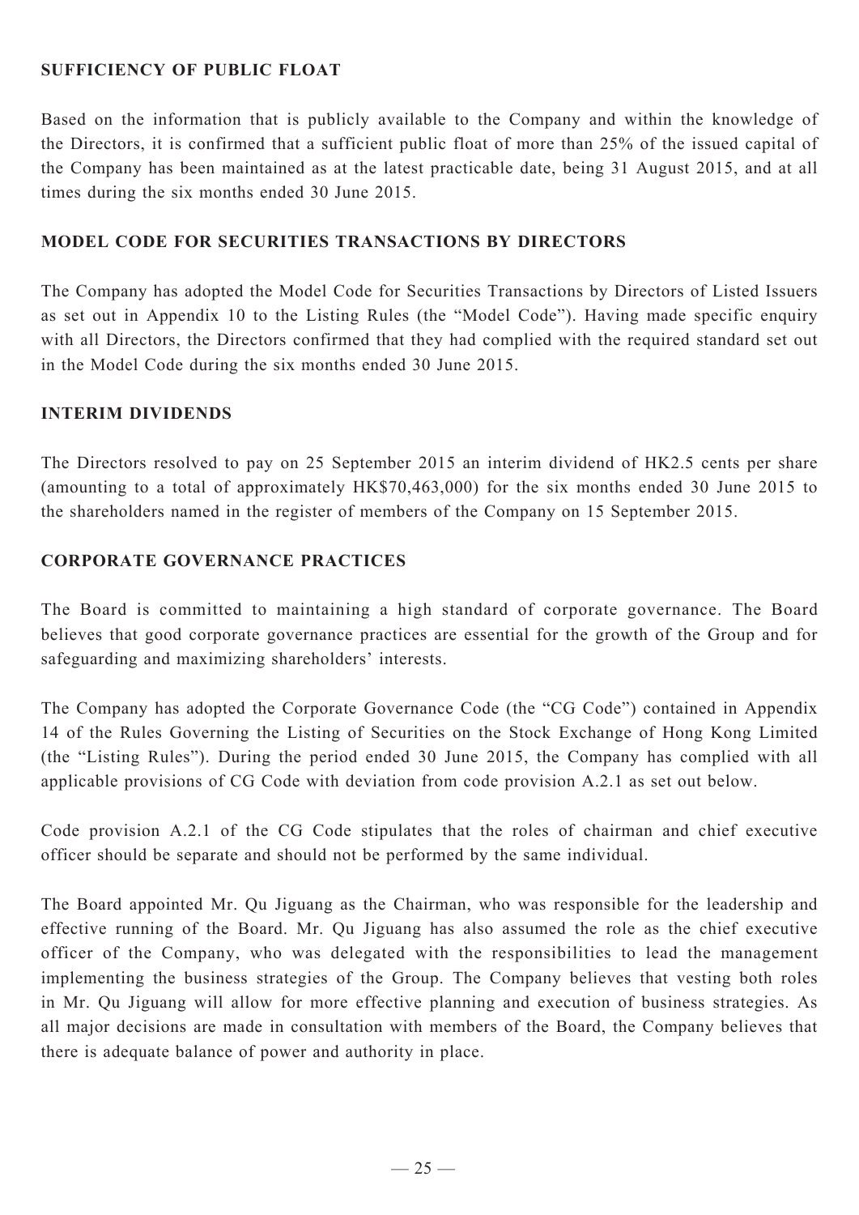## SUFFICIENCY OF PUBLIC FLOAT

Based on the information that is publicly available to the Company and within the knowledge of the Directors, it is confirmed that a sufficient public float of more than 25% of the issued capital of the Company has been maintained as at the latest practicable date, being 31 August 2015, and at all times during the six months ended 30 June 2015.

## MODEL CODE FOR SECURITIES TRANSACTIONS BY DIRECTORS

The Company has adopted the Model Code for Securities Transactions by Directors of Listed Issuers as set out in Appendix 10 to the Listing Rules (the "Model Code"). Having made specific enquiry with all Directors, the Directors confirmed that they had complied with the required standard set out in the Model Code during the six months ended 30 June 2015.

## INTERIM DIVIDENDS

The Directors resolved to pay on 25 September 2015 an interim dividend of HK2.5 cents per share (amounting to a total of approximately HK$70,463,000) for the six months ended 30 June 2015 to the shareholders named in the register of members of the Company on 15 September 2015.

## CORPORATE GOVERNANCE PRACTICES

The Board is committed to maintaining a high standard of corporate governance. The Board believes that good corporate governance practices are essential for the growth of the Group and for safeguarding and maximizing shareholders' interests.

The Company has adopted the Corporate Governance Code (the "CG Code") contained in Appendix 14 of the Rules Governing the Listing of Securities on the Stock Exchange of Hong Kong Limited (the "Listing Rules"). During the period ended 30 June 2015, the Company has complied with all applicable provisions of CG Code with deviation from code provision A.2.1 as set out below.

Code provision A.2.1 of the CG Code stipulates that the roles of chairman and chief executive officer should be separate and should not be performed by the same individual.

The Board appointed Mr. Qu Jiguang as the Chairman, who was responsible for the leadership and effective running of the Board. Mr. Qu Jiguang has also assumed the role as the chief executive officer of the Company, who was delegated with the responsibilities to lead the management implementing the business strategies of the Group. The Company believes that vesting both roles in Mr. Qu Jiguang will allow for more effective planning and execution of business strategies. As all major decisions are made in consultation with members of the Board, the Company believes that there is adequate balance of power and authority in place.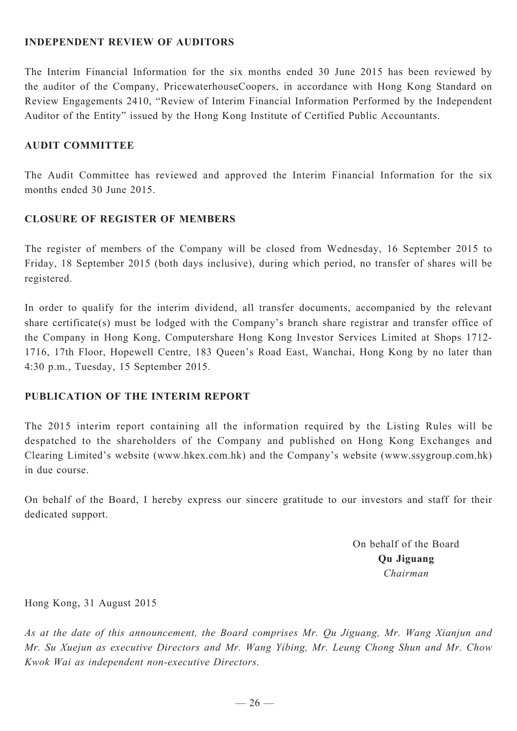## INDEPENDENT REVIEW OF AUDITORS

The Interim Financial Information for the six months ended 30 June 2015 has been reviewed by the auditor of the Company, PricewaterhouseCoopers, in accordance with Hong Kong Standard on Review Engagements 2410, "Review of Interim Financial Information Performed by the Independent Auditor of the Entity" issued by the Hong Kong Institute of Certified Public Accountants.

## AUDIT COMMITTEE

The Audit Committee has reviewed and approved the Interim Financial Information for the six months ended 30 June 2015.

## CLOSURE OF REGISTER OF MEMBERS

The register of members of the Company will be closed from Wednesday, 16 September 2015 to Friday, 18 September 2015 (both days inclusive), during which period, no transfer of shares will be registered.

In order to qualify for the interim dividend, all transfer documents, accompanied by the relevant share certificate(s) must be lodged with the Company's branch share registrar and transfer office of the Company in Hong Kong, Computershare Hong Kong Investor Services Limited at Shops 1712-1716, 17th Floor, Hopewell Centre, 183 Queen's Road East, Wanchai, Hong Kong by no later than 4:30 p.m., Tuesday, 15 September 2015.

## PUBLICATION OF THE INTERIM REPORT

The 2015 interim report containing all the information required by the Listing Rules will be despatched to the shareholders of the Company and published on Hong Kong Exchanges and Clearing Limited's website (www.hkex.com.hk) and the Company's website (www.ssygroup.com.hk) in due course.

On behalf of the Board, I hereby express our sincere gratitude to our investors and staff for their dedicated support.

On behalf of the Board
**Qu Jiguang**
*Chairman*

Hong Kong, 31 August 2015

*As at the date of this announcement, the Board comprises Mr. Qu Jiguang, Mr. Wang Xianjun and Mr. Su Xuejun as executive Directors and Mr. Wang Yibing, Mr. Leung Chong Shun and Mr. Chow Kwok Wai as independent non-executive Directors.*